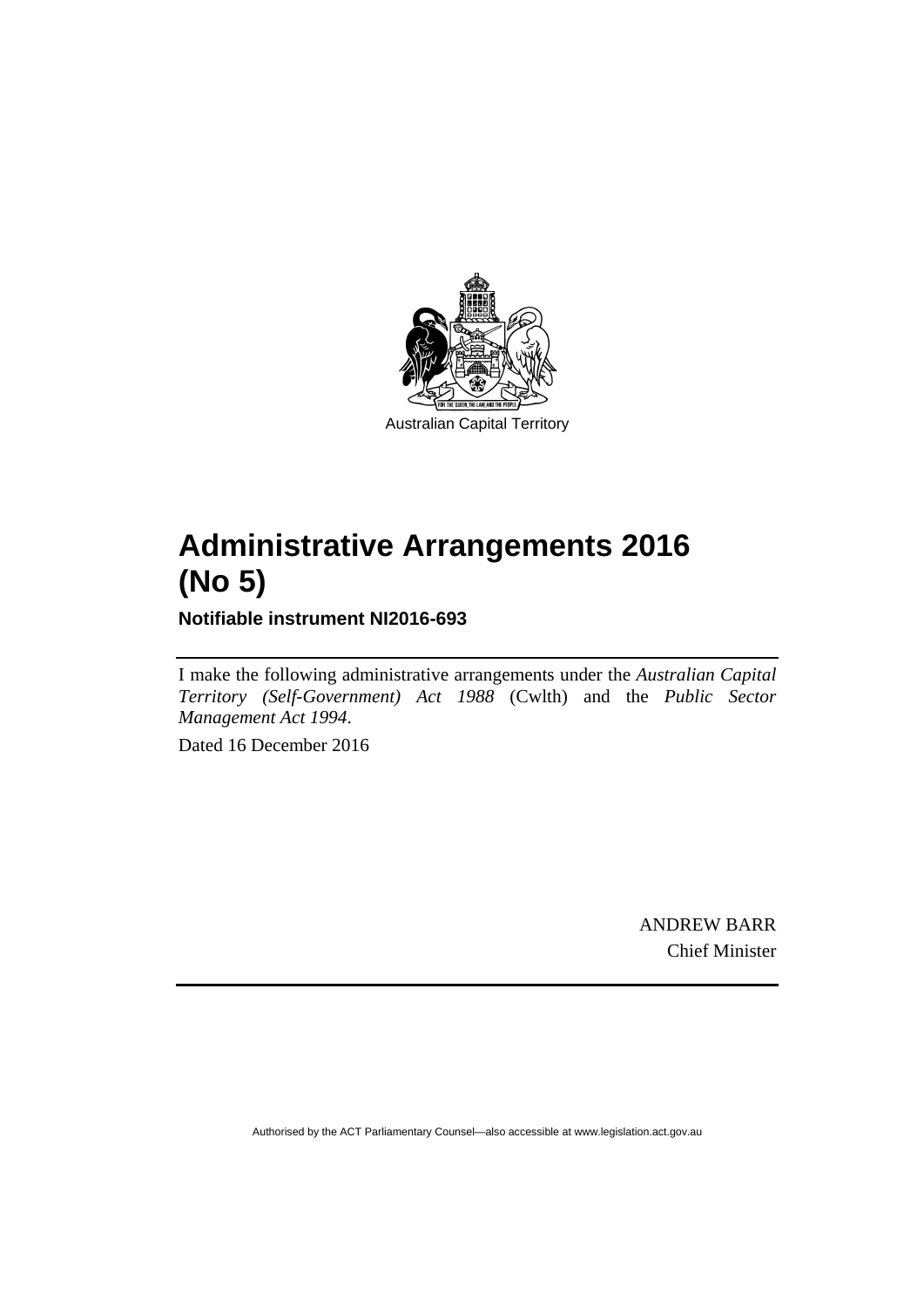Australian Capital Territory

# Administrative Arrangements 2016 (No 5)

**Notifiable instrument NI2016-693**

I make the following administrative arrangements under the *Australian Capital Territory (Self-Government) Act 1988* (Cwlth) and the *Public Sector Management Act 1994*.

Dated 16 December 2016

ANDREW BARR
Chief Minister

Authorised by the ACT Parliamentary Counsel—also accessible at www.legislation.act.gov.au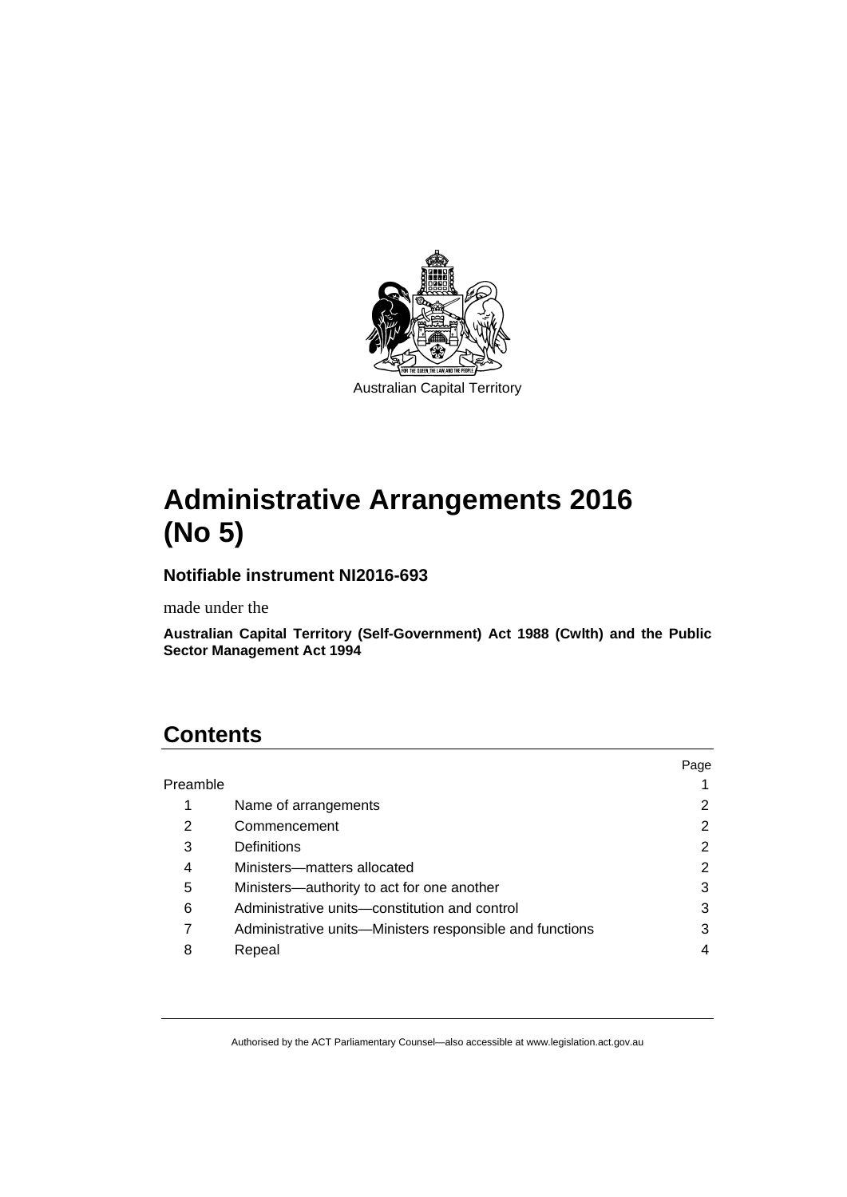Australian Capital Territory

# Administrative Arrangements 2016 (No 5)

**Notifiable instrument NI2016-693**

made under the

**Australian Capital Territory (Self-Government) Act 1988 (Cwlth) and the Public Sector Management Act 1994**

## Contents

| | | Page |
|---|---|---|
| Preamble | | 1 |
| 1 | Name of arrangements | 2 |
| 2 | Commencement | 2 |
| 3 | Definitions | 2 |
| 4 | Ministers—matters allocated | 2 |
| 5 | Ministers—authority to act for one another | 3 |
| 6 | Administrative units—constitution and control | 3 |
| 7 | Administrative units—Ministers responsible and functions | 3 |
| 8 | Repeal | 4 |

Authorised by the ACT Parliamentary Counsel—also accessible at www.legislation.act.gov.au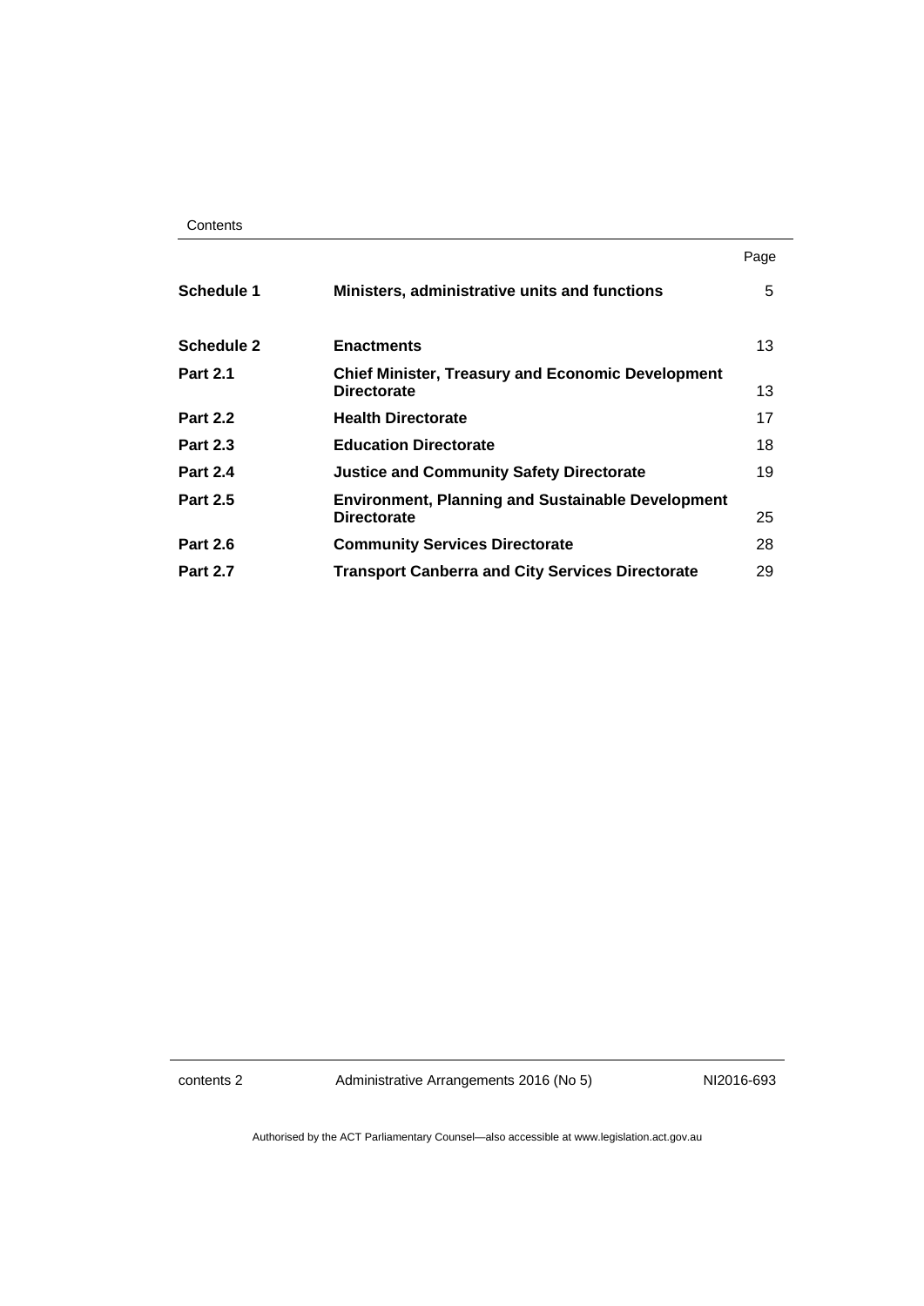| | | Page |
|---|---|---|
| **Schedule 1** | **Ministers, administrative units and functions** | 5 |
| **Schedule 2** | **Enactments** | 13 |
| **Part 2.1** | **Chief Minister, Treasury and Economic Development Directorate** | 13 |
| **Part 2.2** | **Health Directorate** | 17 |
| **Part 2.3** | **Education Directorate** | 18 |
| **Part 2.4** | **Justice and Community Safety Directorate** | 19 |
| **Part 2.5** | **Environment, Planning and Sustainable Development Directorate** | 25 |
| **Part 2.6** | **Community Services Directorate** | 28 |
| **Part 2.7** | **Transport Canberra and City Services Directorate** | 29 |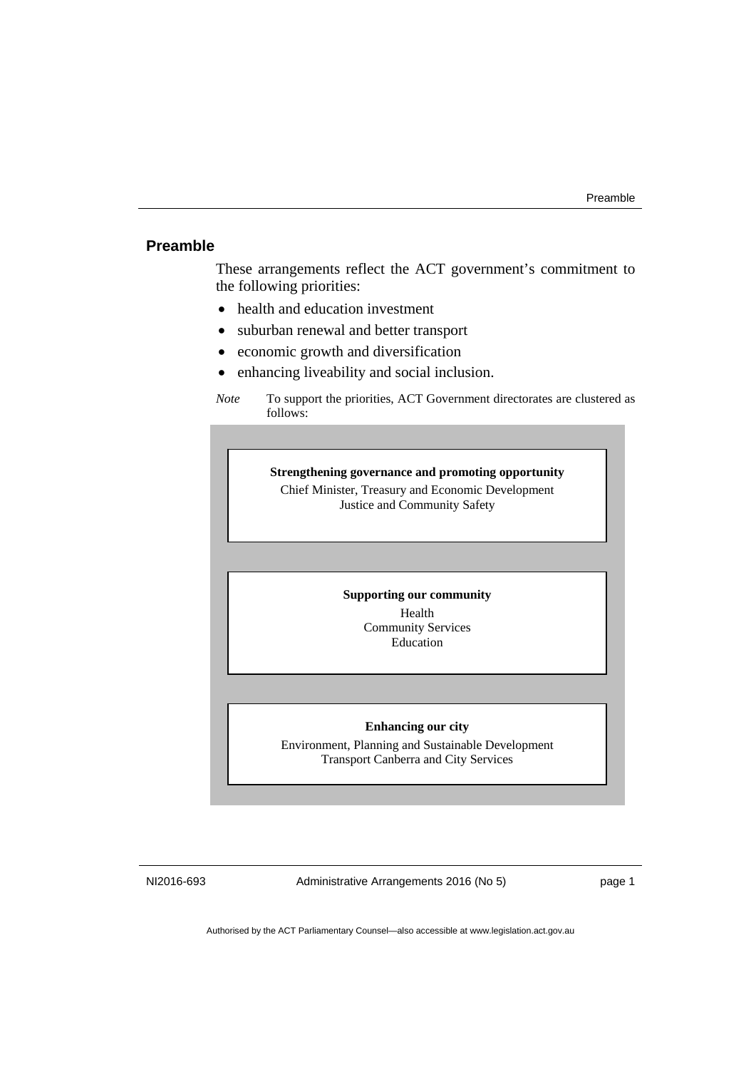## Preamble

These arrangements reflect the ACT government's commitment to the following priorities:

- health and education investment
- suburban renewal and better transport
- economic growth and diversification
- enhancing liveability and social inclusion.

*Note* To support the priorities, ACT Government directorates are clustered as follows:

**Strengthening governance and promoting opportunity**

Chief Minister, Treasury and Economic Development
Justice and Community Safety

**Supporting our community**

Health
Community Services
Education

**Enhancing our city**

Environment, Planning and Sustainable Development
Transport Canberra and City Services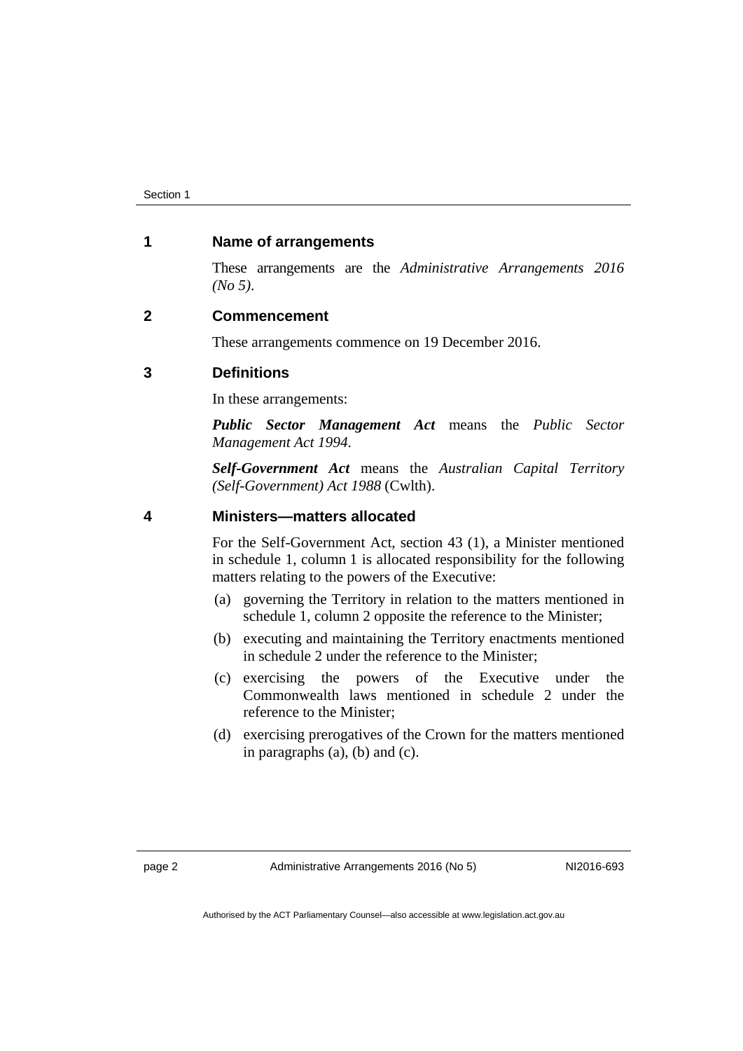## 1 Name of arrangements

These arrangements are the *Administrative Arrangements 2016 (No 5)*.

## 2 Commencement

These arrangements commence on 19 December 2016.

## 3 Definitions

In these arrangements:

***Public Sector Management Act*** means the *Public Sector Management Act 1994*.

***Self-Government Act*** means the *Australian Capital Territory (Self-Government) Act 1988* (Cwlth).

## 4 Ministers—matters allocated

For the Self-Government Act, section 43 (1), a Minister mentioned in schedule 1, column 1 is allocated responsibility for the following matters relating to the powers of the Executive:

(a) governing the Territory in relation to the matters mentioned in schedule 1, column 2 opposite the reference to the Minister;

(b) executing and maintaining the Territory enactments mentioned in schedule 2 under the reference to the Minister;

(c) exercising the powers of the Executive under the Commonwealth laws mentioned in schedule 2 under the reference to the Minister;

(d) exercising prerogatives of the Crown for the matters mentioned in paragraphs (a), (b) and (c).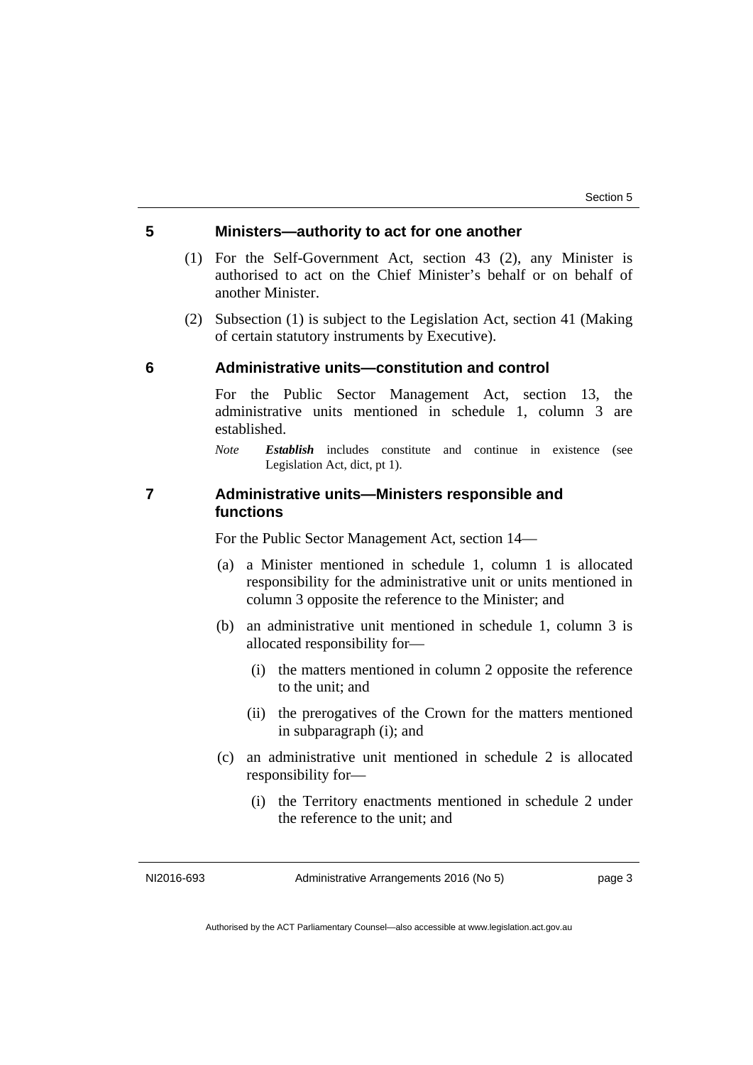## 5 Ministers—authority to act for one another

(1) For the Self-Government Act, section 43 (2), any Minister is authorised to act on the Chief Minister's behalf or on behalf of another Minister.

(2) Subsection (1) is subject to the Legislation Act, section 41 (Making of certain statutory instruments by Executive).

## 6 Administrative units—constitution and control

For the Public Sector Management Act, section 13, the administrative units mentioned in schedule 1, column 3 are established.

*Note* ***Establish*** includes constitute and continue in existence (see Legislation Act, dict, pt 1).

## 7 Administrative units—Ministers responsible and functions

For the Public Sector Management Act, section 14—

(a) a Minister mentioned in schedule 1, column 1 is allocated responsibility for the administrative unit or units mentioned in column 3 opposite the reference to the Minister; and

(b) an administrative unit mentioned in schedule 1, column 3 is allocated responsibility for—

- (i) the matters mentioned in column 2 opposite the reference to the unit; and
- (ii) the prerogatives of the Crown for the matters mentioned in subparagraph (i); and

(c) an administrative unit mentioned in schedule 2 is allocated responsibility for—

- (i) the Territory enactments mentioned in schedule 2 under the reference to the unit; and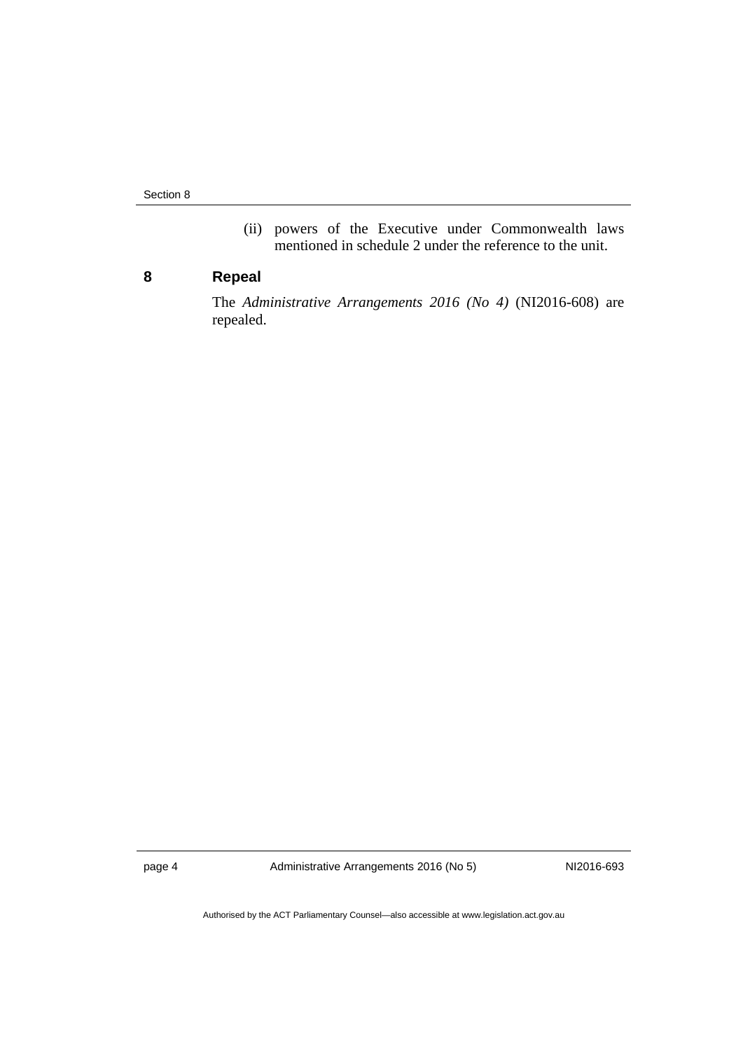(ii) powers of the Executive under Commonwealth laws mentioned in schedule 2 under the reference to the unit.

## 8 Repeal

The *Administrative Arrangements 2016 (No 4)* (NI2016-608) are repealed.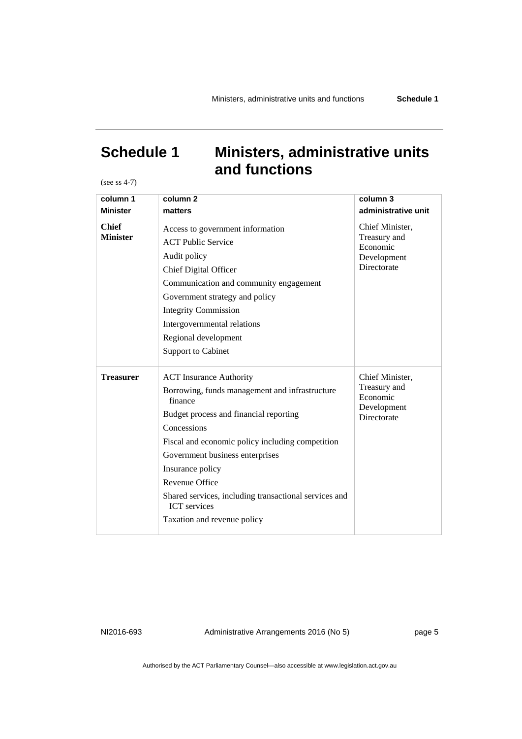# Schedule 1 Ministers, administrative units and functions

(see ss 4-7)

| column 1<br>Minister | column 2<br>matters | column 3<br>administrative unit |
|---|---|---|
| **Chief Minister** | Access to government information<br>ACT Public Service<br>Audit policy<br>Chief Digital Officer<br>Communication and community engagement<br>Government strategy and policy<br>Integrity Commission<br>Intergovernmental relations<br>Regional development<br>Support to Cabinet | Chief Minister, Treasury and Economic Development Directorate |
| **Treasurer** | ACT Insurance Authority<br>Borrowing, funds management and infrastructure finance<br>Budget process and financial reporting<br>Concessions<br>Fiscal and economic policy including competition<br>Government business enterprises<br>Insurance policy<br>Revenue Office<br>Shared services, including transactional services and ICT services<br>Taxation and revenue policy | Chief Minister, Treasury and Economic Development Directorate |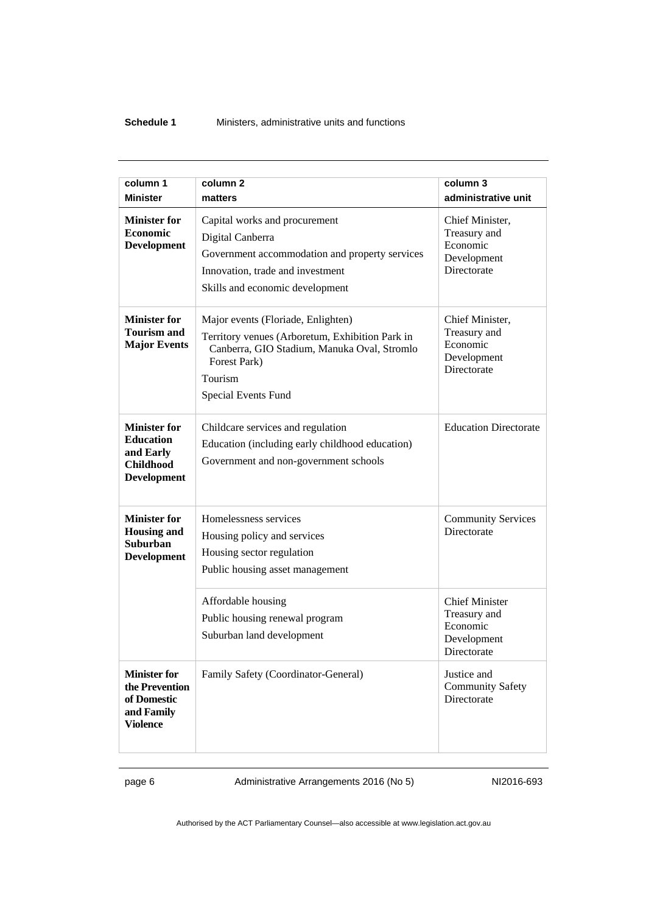| column 1 Minister | column 2 matters | column 3 administrative unit |
|---|---|---|
| **Minister for Economic Development** | Capital works and procurement<br>Digital Canberra<br>Government accommodation and property services<br>Innovation, trade and investment<br>Skills and economic development | Chief Minister, Treasury and Economic Development Directorate |
| **Minister for Tourism and Major Events** | Major events (Floriade, Enlighten)<br>Territory venues (Arboretum, Exhibition Park in Canberra, GIO Stadium, Manuka Oval, Stromlo Forest Park)<br>Tourism<br>Special Events Fund | Chief Minister, Treasury and Economic Development Directorate |
| **Minister for Education and Early Childhood Development** | Childcare services and regulation<br>Education (including early childhood education)<br>Government and non-government schools | Education Directorate |
| **Minister for Housing and Suburban Development** | Homelessness services<br>Housing policy and services<br>Housing sector regulation<br>Public housing asset management | Community Services Directorate |
| | Affordable housing<br>Public housing renewal program<br>Suburban land development | Chief Minister Treasury and Economic Development Directorate |
| **Minister for the Prevention of Domestic and Family Violence** | Family Safety (Coordinator-General) | Justice and Community Safety Directorate |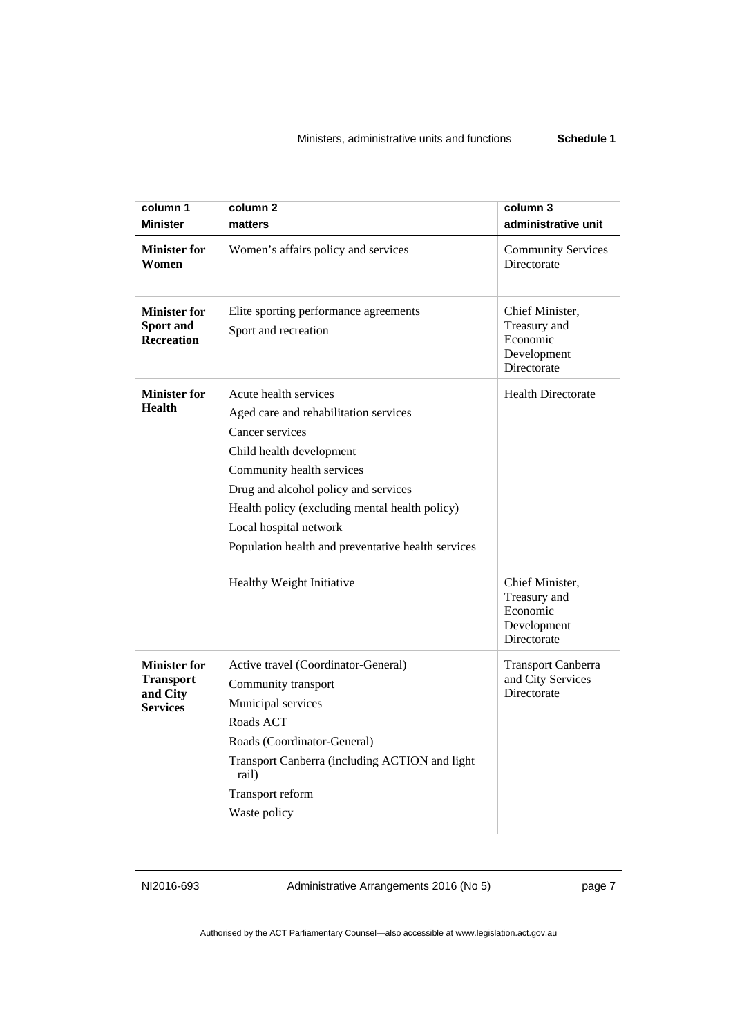| column 1<br>Minister | column 2<br>matters | column 3<br>administrative unit |
|---|---|---|
| **Minister for Women** | Women's affairs policy and services | Community Services Directorate |
| **Minister for Sport and Recreation** | Elite sporting performance agreements<br>Sport and recreation | Chief Minister, Treasury and Economic Development Directorate |
| **Minister for Health** | Acute health services<br>Aged care and rehabilitation services<br>Cancer services<br>Child health development<br>Community health services<br>Drug and alcohol policy and services<br>Health policy (excluding mental health policy)<br>Local hospital network<br>Population health and preventative health services | Health Directorate |
| | Healthy Weight Initiative | Chief Minister, Treasury and Economic Development Directorate |
| **Minister for Transport and City Services** | Active travel (Coordinator-General)<br>Community transport<br>Municipal services<br>Roads ACT<br>Roads (Coordinator-General)<br>Transport Canberra (including ACTION and light rail)<br>Transport reform<br>Waste policy | Transport Canberra and City Services Directorate |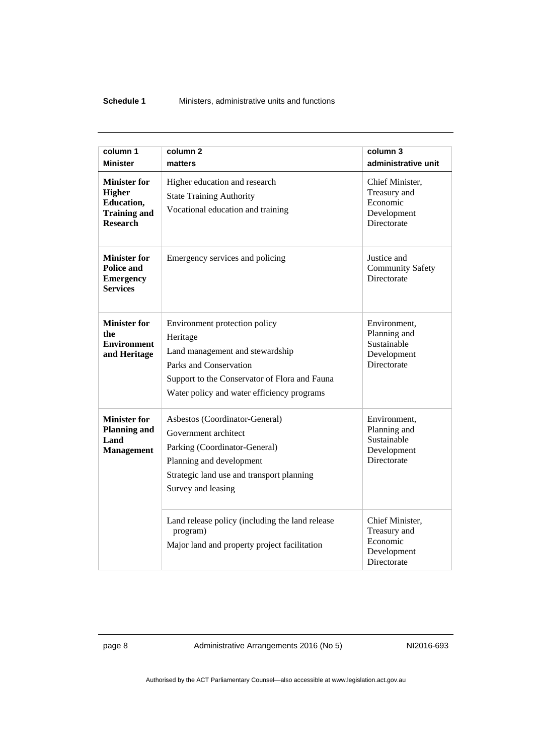| column 1<br>**Minister** | column 2<br>**matters** | column 3<br>**administrative unit** |
|---|---|---|
| **Minister for Higher Education, Training and Research** | Higher education and research<br>State Training Authority<br>Vocational education and training | Chief Minister, Treasury and Economic Development Directorate |
| **Minister for Police and Emergency Services** | Emergency services and policing | Justice and Community Safety Directorate |
| **Minister for the Environment and Heritage** | Environment protection policy<br>Heritage<br>Land management and stewardship<br>Parks and Conservation<br>Support to the Conservator of Flora and Fauna<br>Water policy and water efficiency programs | Environment, Planning and Sustainable Development Directorate |
| **Minister for Planning and Land Management** | Asbestos (Coordinator-General)<br>Government architect<br>Parking (Coordinator-General)<br>Planning and development<br>Strategic land use and transport planning<br>Survey and leasing | Environment, Planning and Sustainable Development Directorate |
| | Land release policy (including the land release program)<br>Major land and property project facilitation | Chief Minister, Treasury and Economic Development Directorate |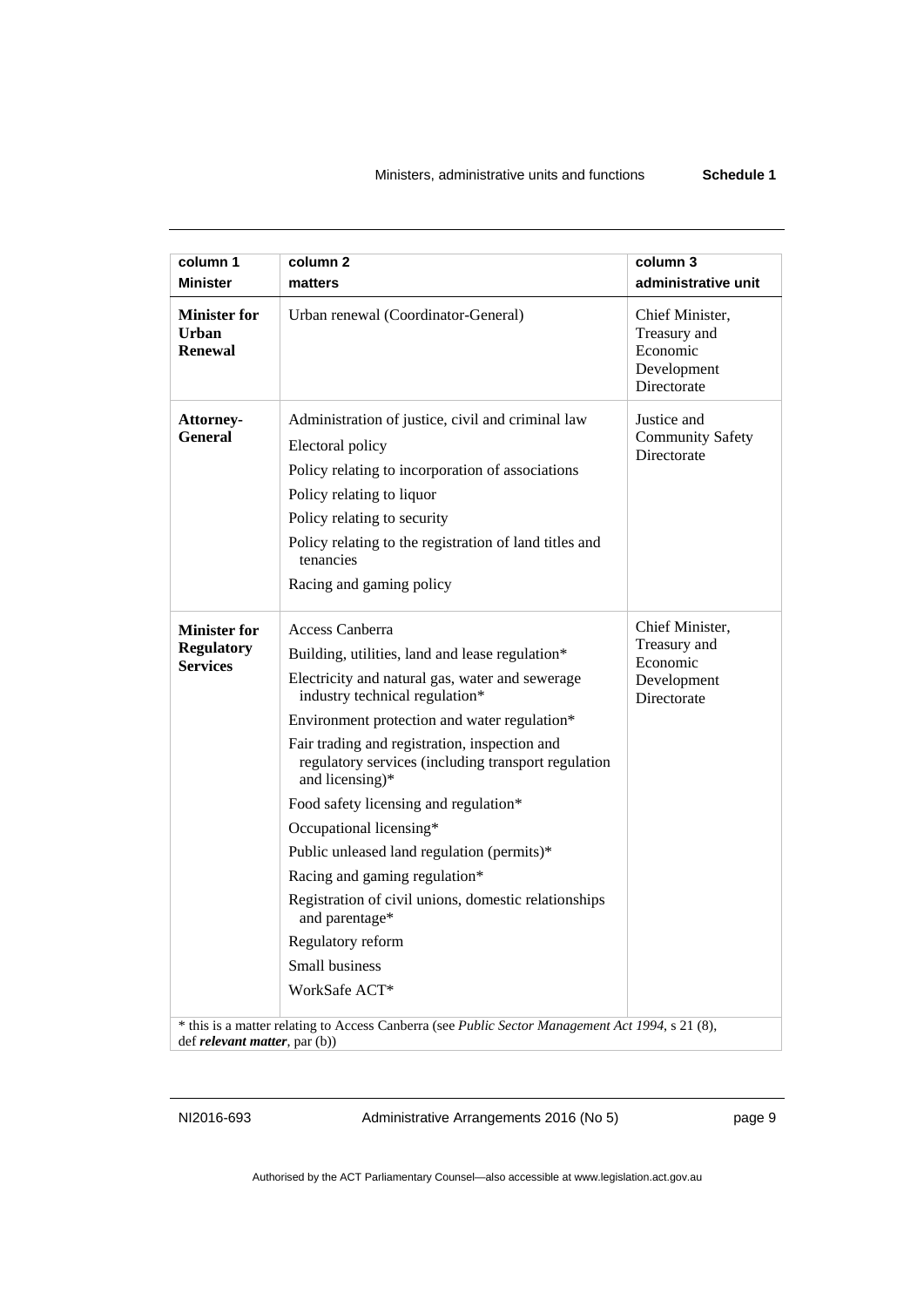| column 1<br>Minister | column 2<br>matters | column 3<br>administrative unit |
|---|---|---|
| **Minister for Urban Renewal** | Urban renewal (Coordinator-General) | Chief Minister, Treasury and Economic Development Directorate |
| **Attorney-General** | Administration of justice, civil and criminal law<br>Electoral policy<br>Policy relating to incorporation of associations<br>Policy relating to liquor<br>Policy relating to security<br>Policy relating to the registration of land titles and tenancies<br>Racing and gaming policy | Justice and Community Safety Directorate |
| **Minister for Regulatory Services** | Access Canberra<br>Building, utilities, land and lease regulation*<br>Electricity and natural gas, water and sewerage industry technical regulation*<br>Environment protection and water regulation*<br>Fair trading and registration, inspection and regulatory services (including transport regulation and licensing)*<br>Food safety licensing and regulation*<br>Occupational licensing*<br>Public unleased land regulation (permits)*<br>Racing and gaming regulation*<br>Registration of civil unions, domestic relationships and parentage*<br>Regulatory reform<br>Small business<br>WorkSafe ACT* | Chief Minister, Treasury and Economic Development Directorate |

* this is a matter relating to Access Canberra (see *Public Sector Management Act 1994*, s 21 (8), def ***relevant matter***, par (b))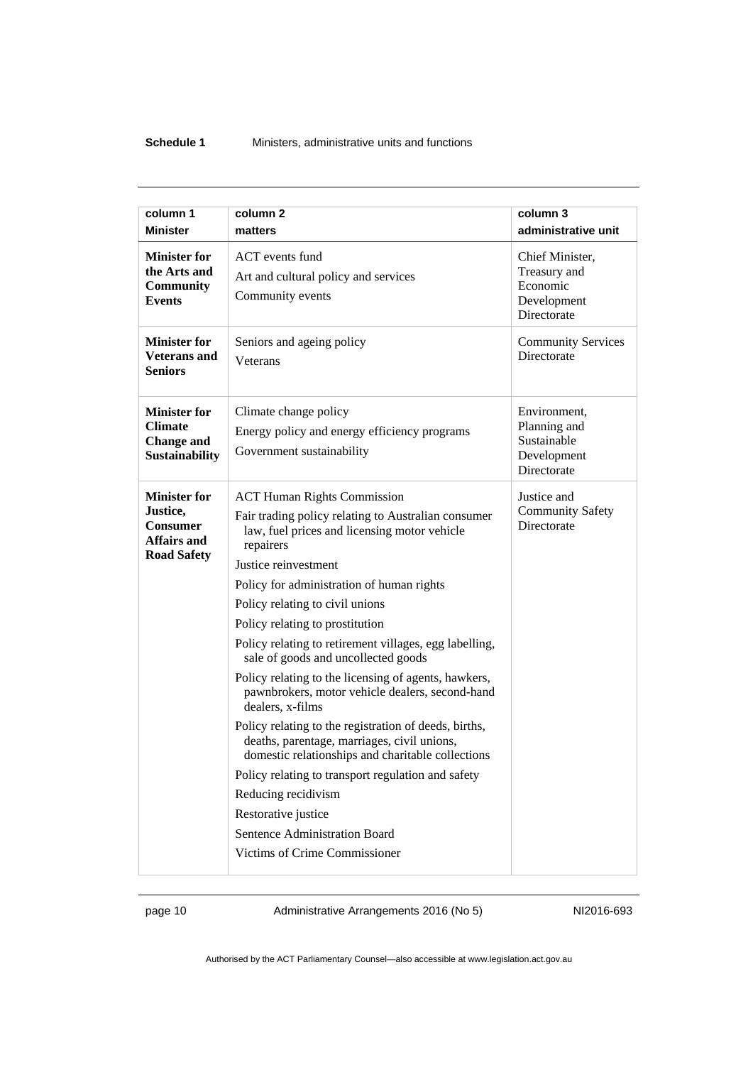| column 1<br>**Minister** | column 2<br>**matters** | column 3<br>**administrative unit** |
|---|---|---|
| **Minister for the Arts and Community Events** | ACT events fund<br>Art and cultural policy and services<br>Community events | Chief Minister, Treasury and Economic Development Directorate |
| **Minister for Veterans and Seniors** | Seniors and ageing policy<br>Veterans | Community Services Directorate |
| **Minister for Climate Change and Sustainability** | Climate change policy<br>Energy policy and energy efficiency programs<br>Government sustainability | Environment, Planning and Sustainable Development Directorate |
| **Minister for Justice, Consumer Affairs and Road Safety** | ACT Human Rights Commission<br>Fair trading policy relating to Australian consumer law, fuel prices and licensing motor vehicle repairers<br>Justice reinvestment<br>Policy for administration of human rights<br>Policy relating to civil unions<br>Policy relating to prostitution<br>Policy relating to retirement villages, egg labelling, sale of goods and uncollected goods<br>Policy relating to the licensing of agents, hawkers, pawnbrokers, motor vehicle dealers, second-hand dealers, x-films<br>Policy relating to the registration of deeds, births, deaths, parentage, marriages, civil unions, domestic relationships and charitable collections<br>Policy relating to transport regulation and safety<br>Reducing recidivism<br>Restorative justice<br>Sentence Administration Board<br>Victims of Crime Commissioner | Justice and Community Safety Directorate |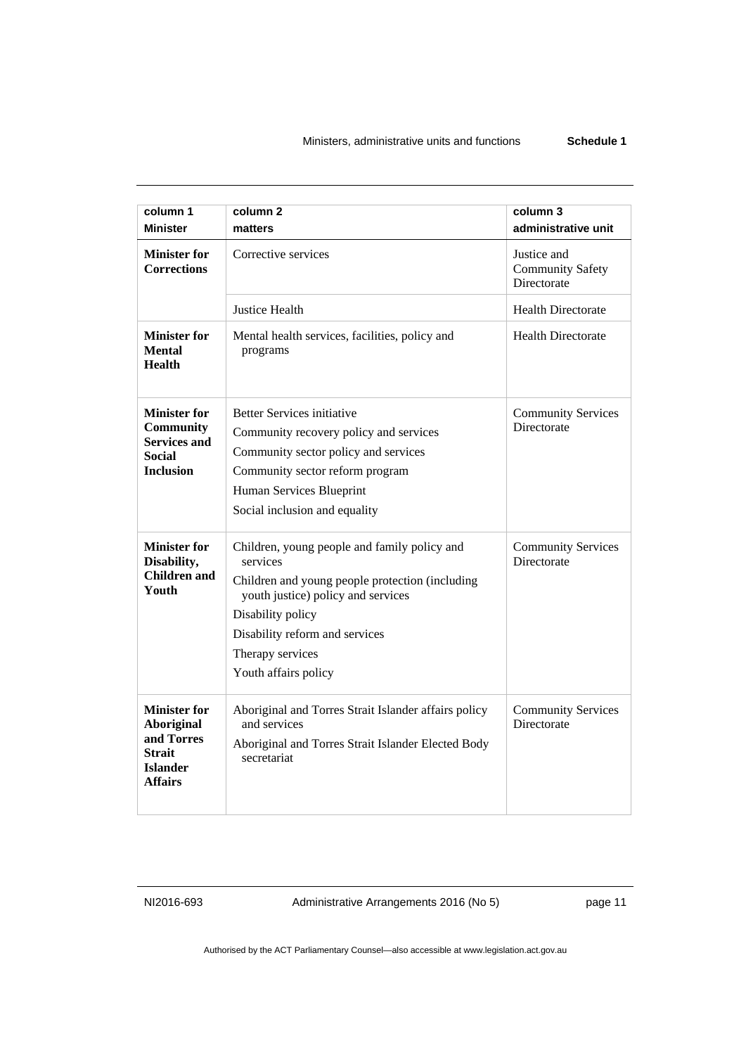| column 1<br>Minister | column 2<br>matters | column 3<br>administrative unit |
|---|---|---|
| **Minister for Corrections** | Corrective services | Justice and Community Safety Directorate |
| | Justice Health | Health Directorate |
| **Minister for Mental Health** | Mental health services, facilities, policy and programs | Health Directorate |
| **Minister for Community Services and Social Inclusion** | Better Services initiative<br>Community recovery policy and services<br>Community sector policy and services<br>Community sector reform program<br>Human Services Blueprint<br>Social inclusion and equality | Community Services Directorate |
| **Minister for Disability, Children and Youth** | Children, young people and family policy and services<br>Children and young people protection (including youth justice) policy and services<br>Disability policy<br>Disability reform and services<br>Therapy services<br>Youth affairs policy | Community Services Directorate |
| **Minister for Aboriginal and Torres Strait Islander Affairs** | Aboriginal and Torres Strait Islander affairs policy and services<br>Aboriginal and Torres Strait Islander Elected Body secretariat | Community Services Directorate |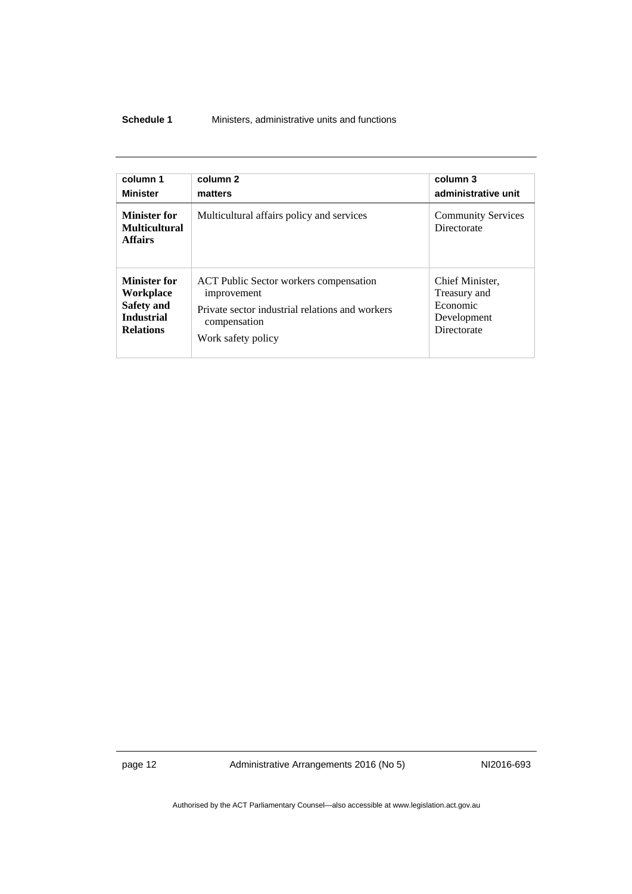| column 1<br>**Minister** | column 2<br>**matters** | column 3<br>**administrative unit** |
|---|---|---|
| **Minister for Multicultural Affairs** | Multicultural affairs policy and services | Community Services Directorate |
| **Minister for Workplace Safety and Industrial Relations** | ACT Public Sector workers compensation improvement<br>Private sector industrial relations and workers compensation<br>Work safety policy | Chief Minister, Treasury and Economic Development Directorate |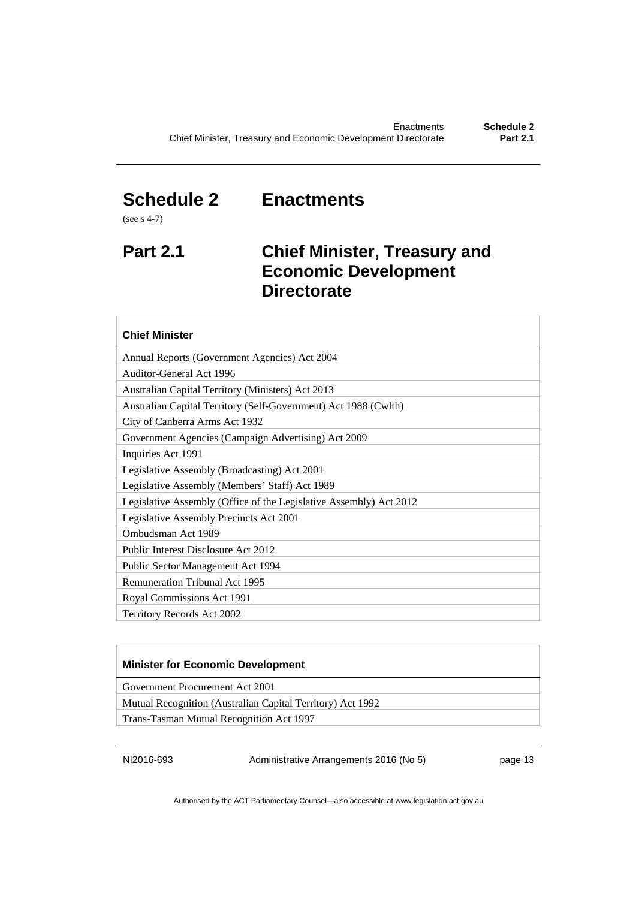# Schedule 2 Enactments

(see s 4-7)

## Part 2.1 Chief Minister, Treasury and Economic Development Directorate

| Chief Minister |
|---|
| Annual Reports (Government Agencies) Act 2004 |
| Auditor-General Act 1996 |
| Australian Capital Territory (Ministers) Act 2013 |
| Australian Capital Territory (Self-Government) Act 1988 (Cwlth) |
| City of Canberra Arms Act 1932 |
| Government Agencies (Campaign Advertising) Act 2009 |
| Inquiries Act 1991 |
| Legislative Assembly (Broadcasting) Act 2001 |
| Legislative Assembly (Members' Staff) Act 1989 |
| Legislative Assembly (Office of the Legislative Assembly) Act 2012 |
| Legislative Assembly Precincts Act 2001 |
| Ombudsman Act 1989 |
| Public Interest Disclosure Act 2012 |
| Public Sector Management Act 1994 |
| Remuneration Tribunal Act 1995 |
| Royal Commissions Act 1991 |
| Territory Records Act 2002 |

| Minister for Economic Development |
|---|
| Government Procurement Act 2001 |
| Mutual Recognition (Australian Capital Territory) Act 1992 |
| Trans-Tasman Mutual Recognition Act 1997 |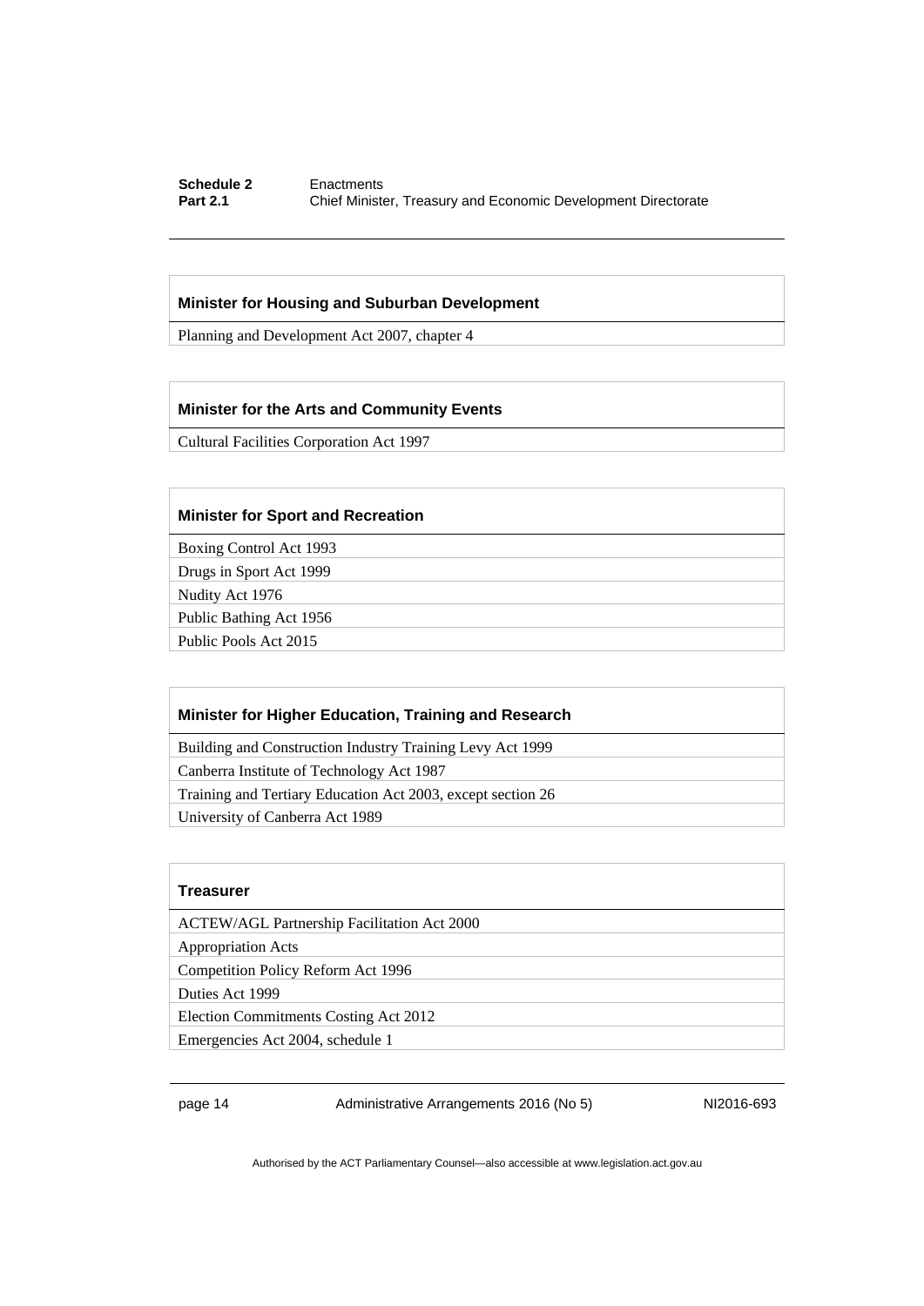| Minister for Housing and Suburban Development |
| --- |
| Planning and Development Act 2007, chapter 4 |

| Minister for the Arts and Community Events |
| --- |
| Cultural Facilities Corporation Act 1997 |

| Minister for Sport and Recreation |
| --- |
| Boxing Control Act 1993 |
| Drugs in Sport Act 1999 |
| Nudity Act 1976 |
| Public Bathing Act 1956 |
| Public Pools Act 2015 |

| Minister for Higher Education, Training and Research |
| --- |
| Building and Construction Industry Training Levy Act 1999 |
| Canberra Institute of Technology Act 1987 |
| Training and Tertiary Education Act 2003, except section 26 |
| University of Canberra Act 1989 |

| Treasurer |
| --- |
| ACTEW/AGL Partnership Facilitation Act 2000 |
| Appropriation Acts |
| Competition Policy Reform Act 1996 |
| Duties Act 1999 |
| Election Commitments Costing Act 2012 |
| Emergencies Act 2004, schedule 1 |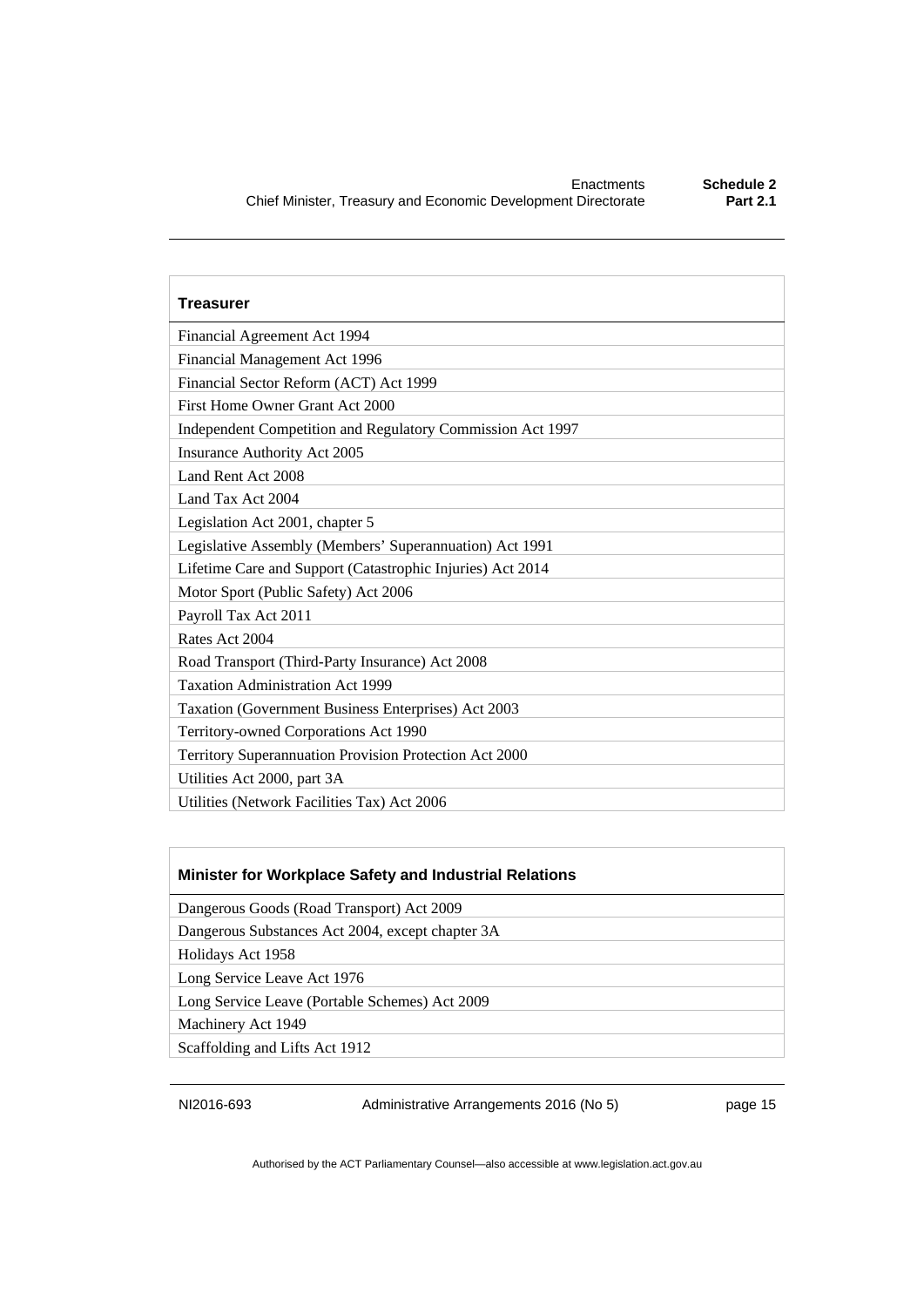| Treasurer |
| --- |
| Financial Agreement Act 1994 |
| Financial Management Act 1996 |
| Financial Sector Reform (ACT) Act 1999 |
| First Home Owner Grant Act 2000 |
| Independent Competition and Regulatory Commission Act 1997 |
| Insurance Authority Act 2005 |
| Land Rent Act 2008 |
| Land Tax Act 2004 |
| Legislation Act 2001, chapter 5 |
| Legislative Assembly (Members' Superannuation) Act 1991 |
| Lifetime Care and Support (Catastrophic Injuries) Act 2014 |
| Motor Sport (Public Safety) Act 2006 |
| Payroll Tax Act 2011 |
| Rates Act 2004 |
| Road Transport (Third-Party Insurance) Act 2008 |
| Taxation Administration Act 1999 |
| Taxation (Government Business Enterprises) Act 2003 |
| Territory-owned Corporations Act 1990 |
| Territory Superannuation Provision Protection Act 2000 |
| Utilities Act 2000, part 3A |
| Utilities (Network Facilities Tax) Act 2006 |

| Minister for Workplace Safety and Industrial Relations |
| --- |
| Dangerous Goods (Road Transport) Act 2009 |
| Dangerous Substances Act 2004, except chapter 3A |
| Holidays Act 1958 |
| Long Service Leave Act 1976 |
| Long Service Leave (Portable Schemes) Act 2009 |
| Machinery Act 1949 |
| Scaffolding and Lifts Act 1912 |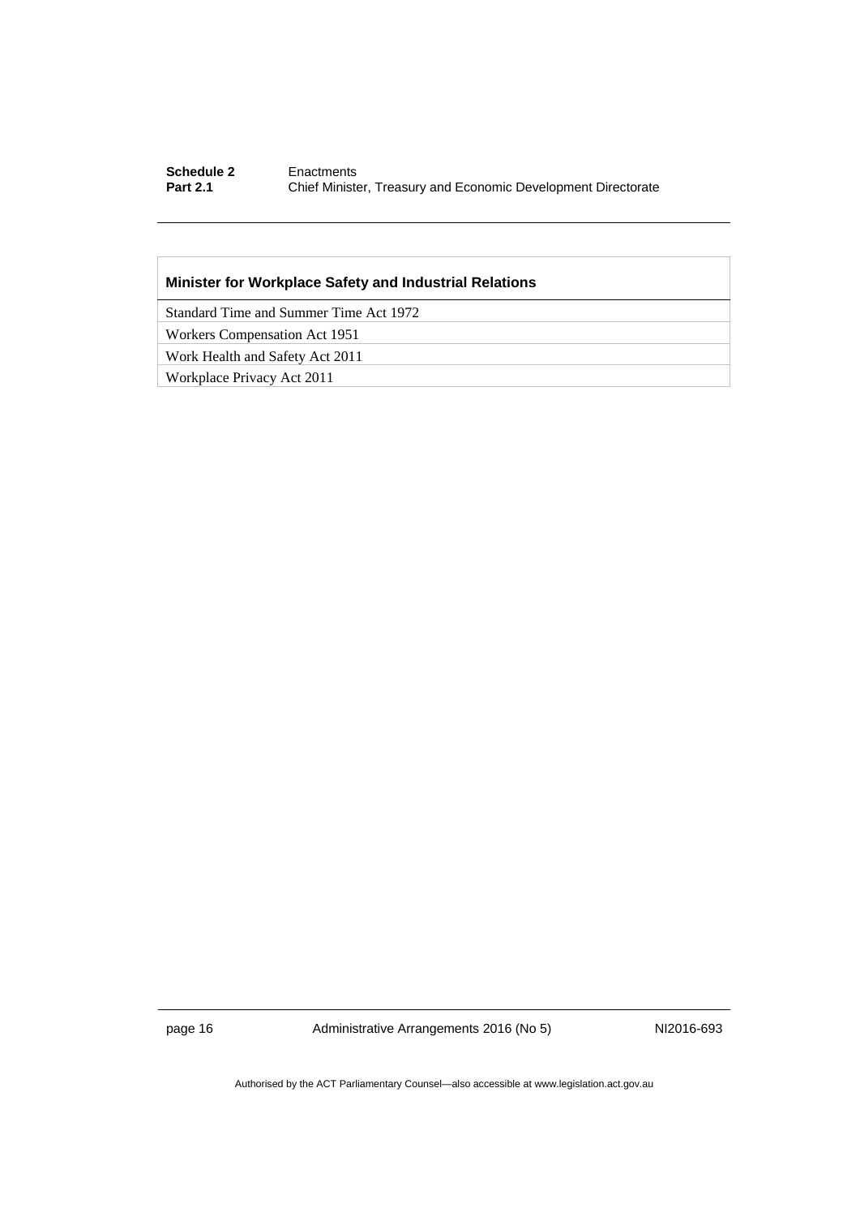| Minister for Workplace Safety and Industrial Relations |
| --- |
| Standard Time and Summer Time Act 1972 |
| Workers Compensation Act 1951 |
| Work Health and Safety Act 2011 |
| Workplace Privacy Act 2011 |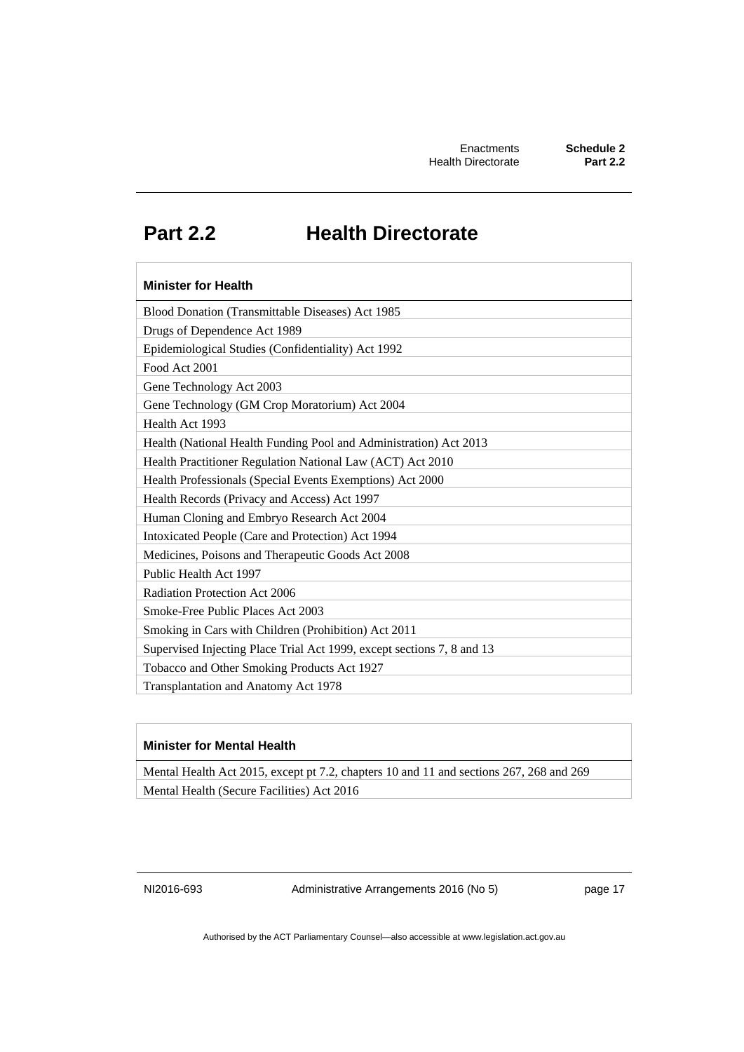## Part 2.2 Health Directorate

| Minister for Health |
|---|
| Blood Donation (Transmittable Diseases) Act 1985 |
| Drugs of Dependence Act 1989 |
| Epidemiological Studies (Confidentiality) Act 1992 |
| Food Act 2001 |
| Gene Technology Act 2003 |
| Gene Technology (GM Crop Moratorium) Act 2004 |
| Health Act 1993 |
| Health (National Health Funding Pool and Administration) Act 2013 |
| Health Practitioner Regulation National Law (ACT) Act 2010 |
| Health Professionals (Special Events Exemptions) Act 2000 |
| Health Records (Privacy and Access) Act 1997 |
| Human Cloning and Embryo Research Act 2004 |
| Intoxicated People (Care and Protection) Act 1994 |
| Medicines, Poisons and Therapeutic Goods Act 2008 |
| Public Health Act 1997 |
| Radiation Protection Act 2006 |
| Smoke-Free Public Places Act 2003 |
| Smoking in Cars with Children (Prohibition) Act 2011 |
| Supervised Injecting Place Trial Act 1999, except sections 7, 8 and 13 |
| Tobacco and Other Smoking Products Act 1927 |
| Transplantation and Anatomy Act 1978 |

| Minister for Mental Health |
|---|
| Mental Health Act 2015, except pt 7.2, chapters 10 and 11 and sections 267, 268 and 269 |
| Mental Health (Secure Facilities) Act 2016 |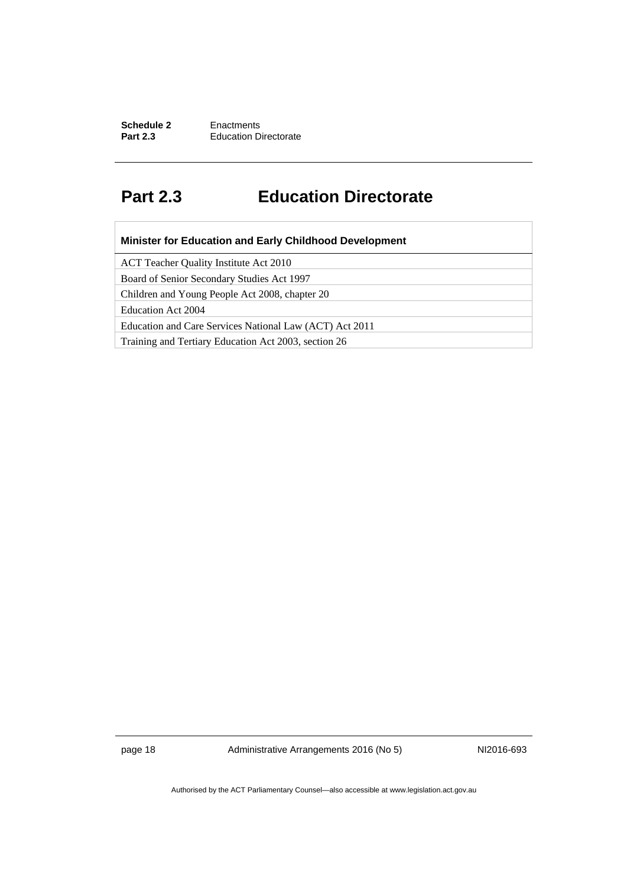## Part 2.3 Education Directorate

| Minister for Education and Early Childhood Development |
| --- |
| ACT Teacher Quality Institute Act 2010 |
| Board of Senior Secondary Studies Act 1997 |
| Children and Young People Act 2008, chapter 20 |
| Education Act 2004 |
| Education and Care Services National Law (ACT) Act 2011 |
| Training and Tertiary Education Act 2003, section 26 |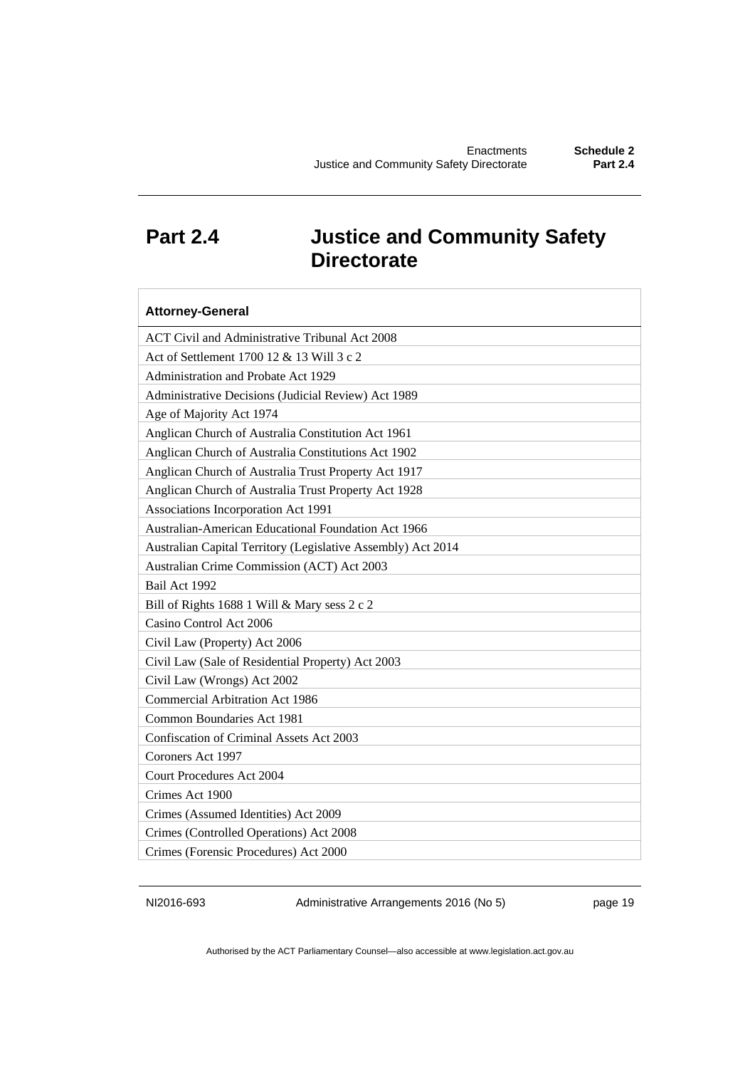## Part 2.4 Justice and Community Safety Directorate

| Attorney-General |
| --- |
| ACT Civil and Administrative Tribunal Act 2008 |
| Act of Settlement 1700 12 & 13 Will 3 c 2 |
| Administration and Probate Act 1929 |
| Administrative Decisions (Judicial Review) Act 1989 |
| Age of Majority Act 1974 |
| Anglican Church of Australia Constitution Act 1961 |
| Anglican Church of Australia Constitutions Act 1902 |
| Anglican Church of Australia Trust Property Act 1917 |
| Anglican Church of Australia Trust Property Act 1928 |
| Associations Incorporation Act 1991 |
| Australian-American Educational Foundation Act 1966 |
| Australian Capital Territory (Legislative Assembly) Act 2014 |
| Australian Crime Commission (ACT) Act 2003 |
| Bail Act 1992 |
| Bill of Rights 1688 1 Will & Mary sess 2 c 2 |
| Casino Control Act 2006 |
| Civil Law (Property) Act 2006 |
| Civil Law (Sale of Residential Property) Act 2003 |
| Civil Law (Wrongs) Act 2002 |
| Commercial Arbitration Act 1986 |
| Common Boundaries Act 1981 |
| Confiscation of Criminal Assets Act 2003 |
| Coroners Act 1997 |
| Court Procedures Act 2004 |
| Crimes Act 1900 |
| Crimes (Assumed Identities) Act 2009 |
| Crimes (Controlled Operations) Act 2008 |
| Crimes (Forensic Procedures) Act 2000 |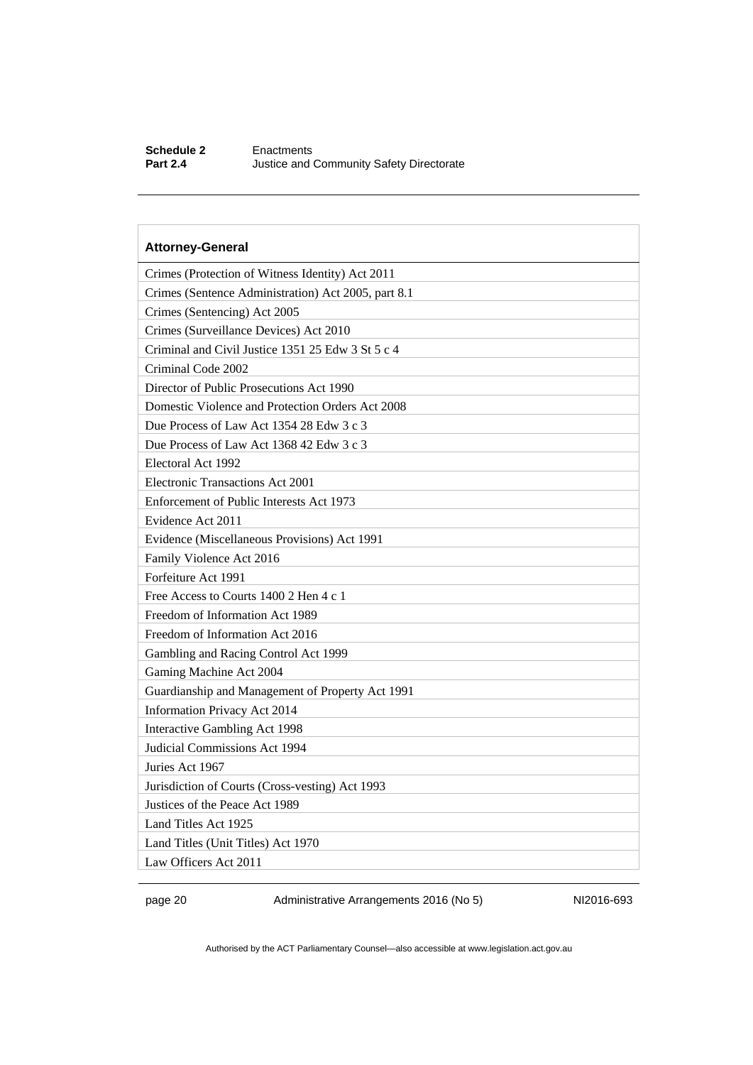| Attorney-General |
|---|
| Crimes (Protection of Witness Identity) Act 2011 |
| Crimes (Sentence Administration) Act 2005, part 8.1 |
| Crimes (Sentencing) Act 2005 |
| Crimes (Surveillance Devices) Act 2010 |
| Criminal and Civil Justice 1351 25 Edw 3 St 5 c 4 |
| Criminal Code 2002 |
| Director of Public Prosecutions Act 1990 |
| Domestic Violence and Protection Orders Act 2008 |
| Due Process of Law Act 1354 28 Edw 3 c 3 |
| Due Process of Law Act 1368 42 Edw 3 c 3 |
| Electoral Act 1992 |
| Electronic Transactions Act 2001 |
| Enforcement of Public Interests Act 1973 |
| Evidence Act 2011 |
| Evidence (Miscellaneous Provisions) Act 1991 |
| Family Violence Act 2016 |
| Forfeiture Act 1991 |
| Free Access to Courts 1400 2 Hen 4 c 1 |
| Freedom of Information Act 1989 |
| Freedom of Information Act 2016 |
| Gambling and Racing Control Act 1999 |
| Gaming Machine Act 2004 |
| Guardianship and Management of Property Act 1991 |
| Information Privacy Act 2014 |
| Interactive Gambling Act 1998 |
| Judicial Commissions Act 1994 |
| Juries Act 1967 |
| Jurisdiction of Courts (Cross-vesting) Act 1993 |
| Justices of the Peace Act 1989 |
| Land Titles Act 1925 |
| Land Titles (Unit Titles) Act 1970 |
| Law Officers Act 2011 |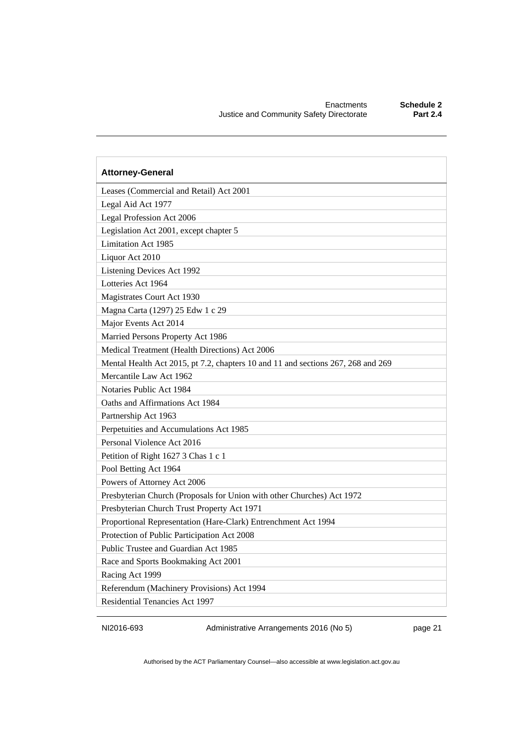| Attorney-General |
|---|
| Leases (Commercial and Retail) Act 2001 |
| Legal Aid Act 1977 |
| Legal Profession Act 2006 |
| Legislation Act 2001, except chapter 5 |
| Limitation Act 1985 |
| Liquor Act 2010 |
| Listening Devices Act 1992 |
| Lotteries Act 1964 |
| Magistrates Court Act 1930 |
| Magna Carta (1297) 25 Edw 1 c 29 |
| Major Events Act 2014 |
| Married Persons Property Act 1986 |
| Medical Treatment (Health Directions) Act 2006 |
| Mental Health Act 2015, pt 7.2, chapters 10 and 11 and sections 267, 268 and 269 |
| Mercantile Law Act 1962 |
| Notaries Public Act 1984 |
| Oaths and Affirmations Act 1984 |
| Partnership Act 1963 |
| Perpetuities and Accumulations Act 1985 |
| Personal Violence Act 2016 |
| Petition of Right 1627 3 Chas 1 c 1 |
| Pool Betting Act 1964 |
| Powers of Attorney Act 2006 |
| Presbyterian Church (Proposals for Union with other Churches) Act 1972 |
| Presbyterian Church Trust Property Act 1971 |
| Proportional Representation (Hare-Clark) Entrenchment Act 1994 |
| Protection of Public Participation Act 2008 |
| Public Trustee and Guardian Act 1985 |
| Race and Sports Bookmaking Act 2001 |
| Racing Act 1999 |
| Referendum (Machinery Provisions) Act 1994 |
| Residential Tenancies Act 1997 |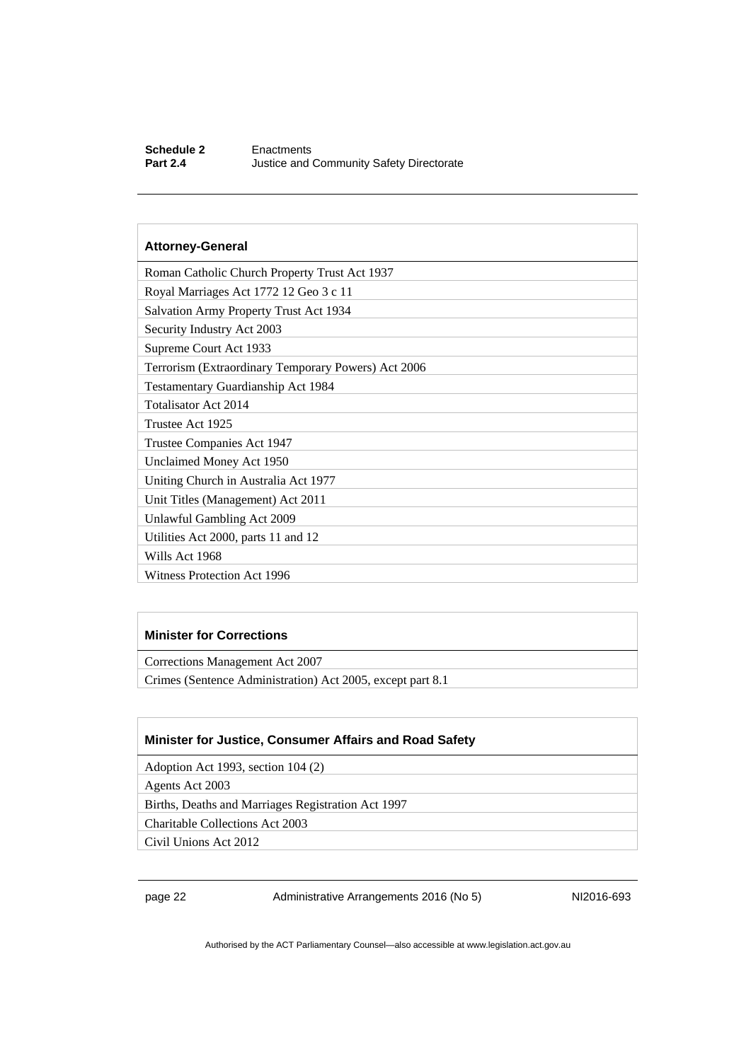| Attorney-General |
| --- |
| Roman Catholic Church Property Trust Act 1937 |
| Royal Marriages Act 1772 12 Geo 3 c 11 |
| Salvation Army Property Trust Act 1934 |
| Security Industry Act 2003 |
| Supreme Court Act 1933 |
| Terrorism (Extraordinary Temporary Powers) Act 2006 |
| Testamentary Guardianship Act 1984 |
| Totalisator Act 2014 |
| Trustee Act 1925 |
| Trustee Companies Act 1947 |
| Unclaimed Money Act 1950 |
| Uniting Church in Australia Act 1977 |
| Unit Titles (Management) Act 2011 |
| Unlawful Gambling Act 2009 |
| Utilities Act 2000, parts 11 and 12 |
| Wills Act 1968 |
| Witness Protection Act 1996 |

| Minister for Corrections |
| --- |
| Corrections Management Act 2007 |
| Crimes (Sentence Administration) Act 2005, except part 8.1 |

| Minister for Justice, Consumer Affairs and Road Safety |
| --- |
| Adoption Act 1993, section 104 (2) |
| Agents Act 2003 |
| Births, Deaths and Marriages Registration Act 1997 |
| Charitable Collections Act 2003 |
| Civil Unions Act 2012 |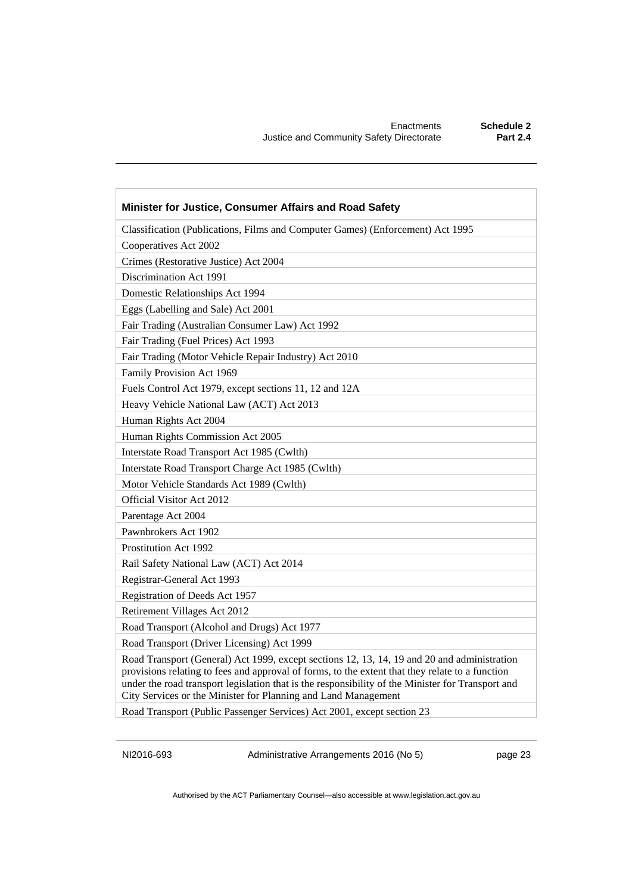| Minister for Justice, Consumer Affairs and Road Safety |
|---|
| Classification (Publications, Films and Computer Games) (Enforcement) Act 1995 |
| Cooperatives Act 2002 |
| Crimes (Restorative Justice) Act 2004 |
| Discrimination Act 1991 |
| Domestic Relationships Act 1994 |
| Eggs (Labelling and Sale) Act 2001 |
| Fair Trading (Australian Consumer Law) Act 1992 |
| Fair Trading (Fuel Prices) Act 1993 |
| Fair Trading (Motor Vehicle Repair Industry) Act 2010 |
| Family Provision Act 1969 |
| Fuels Control Act 1979, except sections 11, 12 and 12A |
| Heavy Vehicle National Law (ACT) Act 2013 |
| Human Rights Act 2004 |
| Human Rights Commission Act 2005 |
| Interstate Road Transport Act 1985 (Cwlth) |
| Interstate Road Transport Charge Act 1985 (Cwlth) |
| Motor Vehicle Standards Act 1989 (Cwlth) |
| Official Visitor Act 2012 |
| Parentage Act 2004 |
| Pawnbrokers Act 1902 |
| Prostitution Act 1992 |
| Rail Safety National Law (ACT) Act 2014 |
| Registrar-General Act 1993 |
| Registration of Deeds Act 1957 |
| Retirement Villages Act 2012 |
| Road Transport (Alcohol and Drugs) Act 1977 |
| Road Transport (Driver Licensing) Act 1999 |
| Road Transport (General) Act 1999, except sections 12, 13, 14, 19 and 20 and administration provisions relating to fees and approval of forms, to the extent that they relate to a function under the road transport legislation that is the responsibility of the Minister for Transport and City Services or the Minister for Planning and Land Management |
| Road Transport (Public Passenger Services) Act 2001, except section 23 |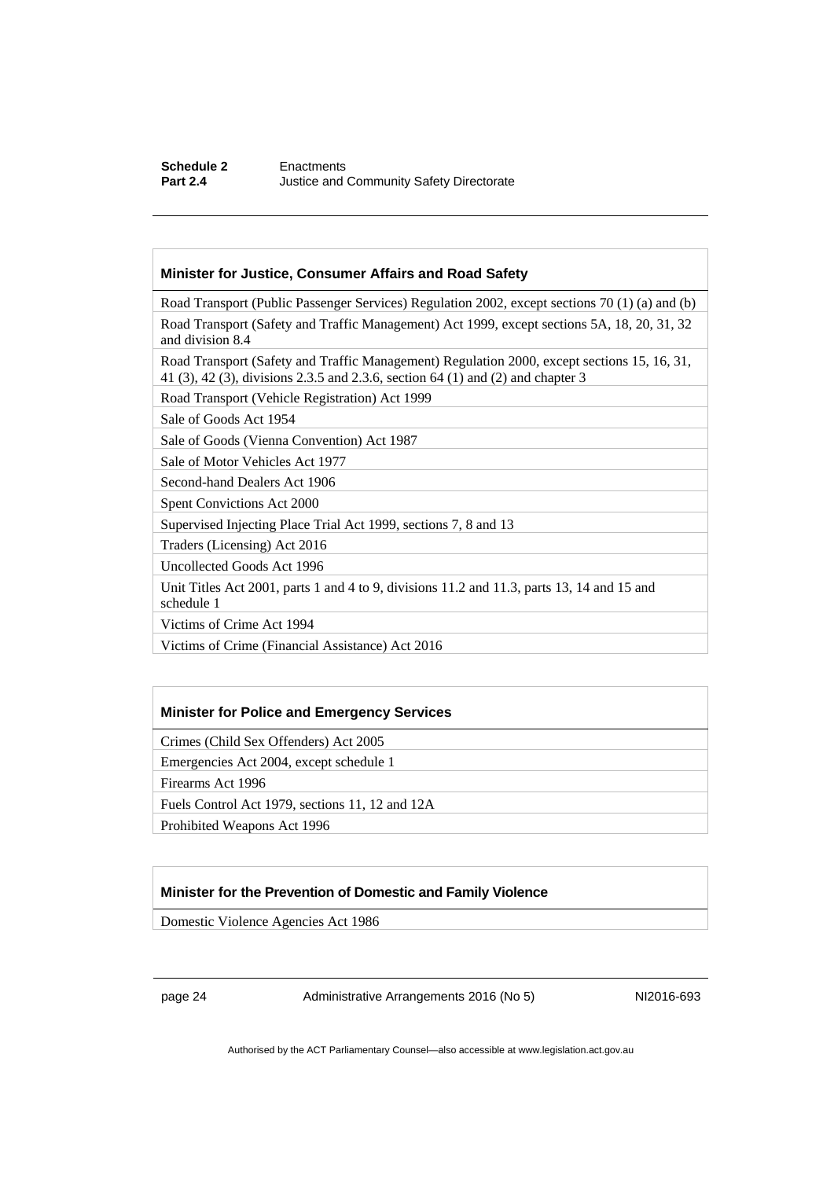| Minister for Justice, Consumer Affairs and Road Safety |
|---|
| Road Transport (Public Passenger Services) Regulation 2002, except sections 70 (1) (a) and (b) |
| Road Transport (Safety and Traffic Management) Act 1999, except sections 5A, 18, 20, 31, 32 and division 8.4 |
| Road Transport (Safety and Traffic Management) Regulation 2000, except sections 15, 16, 31, 41 (3), 42 (3), divisions 2.3.5 and 2.3.6, section 64 (1) and (2) and chapter 3 |
| Road Transport (Vehicle Registration) Act 1999 |
| Sale of Goods Act 1954 |
| Sale of Goods (Vienna Convention) Act 1987 |
| Sale of Motor Vehicles Act 1977 |
| Second-hand Dealers Act 1906 |
| Spent Convictions Act 2000 |
| Supervised Injecting Place Trial Act 1999, sections 7, 8 and 13 |
| Traders (Licensing) Act 2016 |
| Uncollected Goods Act 1996 |
| Unit Titles Act 2001, parts 1 and 4 to 9, divisions 11.2 and 11.3, parts 13, 14 and 15 and schedule 1 |
| Victims of Crime Act 1994 |
| Victims of Crime (Financial Assistance) Act 2016 |

| Minister for Police and Emergency Services |
|---|
| Crimes (Child Sex Offenders) Act 2005 |
| Emergencies Act 2004, except schedule 1 |
| Firearms Act 1996 |
| Fuels Control Act 1979, sections 11, 12 and 12A |
| Prohibited Weapons Act 1996 |

| Minister for the Prevention of Domestic and Family Violence |
|---|
| Domestic Violence Agencies Act 1986 |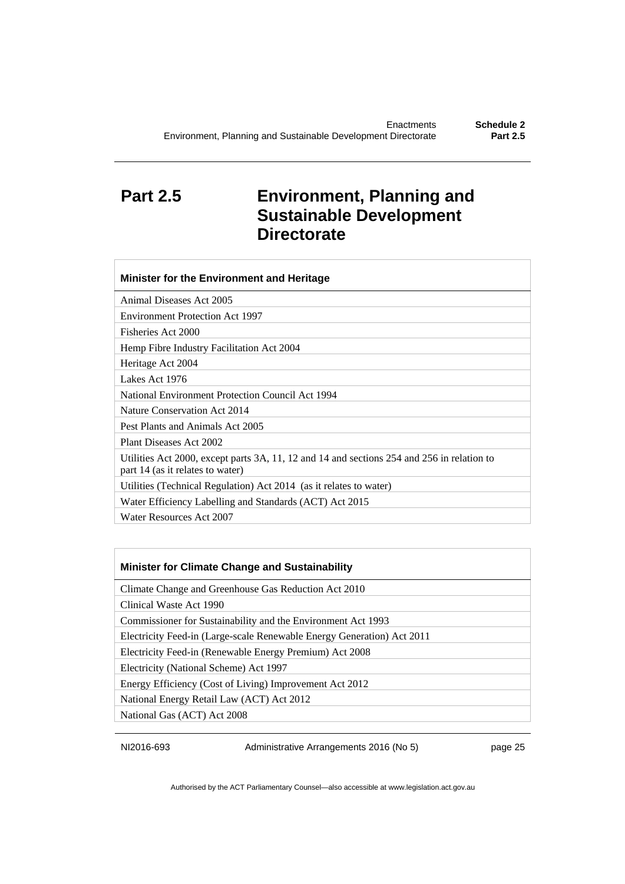## Part 2.5 Environment, Planning and Sustainable Development Directorate

| Minister for the Environment and Heritage |
| --- |
| Animal Diseases Act 2005 |
| Environment Protection Act 1997 |
| Fisheries Act 2000 |
| Hemp Fibre Industry Facilitation Act 2004 |
| Heritage Act 2004 |
| Lakes Act 1976 |
| National Environment Protection Council Act 1994 |
| Nature Conservation Act 2014 |
| Pest Plants and Animals Act 2005 |
| Plant Diseases Act 2002 |
| Utilities Act 2000, except parts 3A, 11, 12 and 14 and sections 254 and 256 in relation to part 14 (as it relates to water) |
| Utilities (Technical Regulation) Act 2014 (as it relates to water) |
| Water Efficiency Labelling and Standards (ACT) Act 2015 |
| Water Resources Act 2007 |

| Minister for Climate Change and Sustainability |
| --- |
| Climate Change and Greenhouse Gas Reduction Act 2010 |
| Clinical Waste Act 1990 |
| Commissioner for Sustainability and the Environment Act 1993 |
| Electricity Feed-in (Large-scale Renewable Energy Generation) Act 2011 |
| Electricity Feed-in (Renewable Energy Premium) Act 2008 |
| Electricity (National Scheme) Act 1997 |
| Energy Efficiency (Cost of Living) Improvement Act 2012 |
| National Energy Retail Law (ACT) Act 2012 |
| National Gas (ACT) Act 2008 |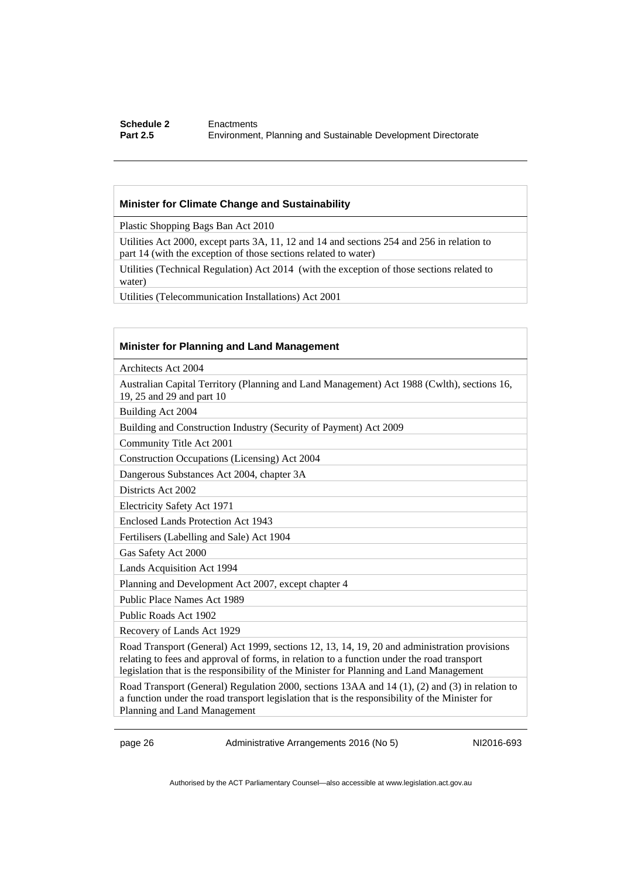| Minister for Climate Change and Sustainability |
| --- |
| Plastic Shopping Bags Ban Act 2010 |
| Utilities Act 2000, except parts 3A, 11, 12 and 14 and sections 254 and 256 in relation to part 14 (with the exception of those sections related to water) |
| Utilities (Technical Regulation) Act 2014 (with the exception of those sections related to water) |
| Utilities (Telecommunication Installations) Act 2001 |

| Minister for Planning and Land Management |
| --- |
| Architects Act 2004 |
| Australian Capital Territory (Planning and Land Management) Act 1988 (Cwlth), sections 16, 19, 25 and 29 and part 10 |
| Building Act 2004 |
| Building and Construction Industry (Security of Payment) Act 2009 |
| Community Title Act 2001 |
| Construction Occupations (Licensing) Act 2004 |
| Dangerous Substances Act 2004, chapter 3A |
| Districts Act 2002 |
| Electricity Safety Act 1971 |
| Enclosed Lands Protection Act 1943 |
| Fertilisers (Labelling and Sale) Act 1904 |
| Gas Safety Act 2000 |
| Lands Acquisition Act 1994 |
| Planning and Development Act 2007, except chapter 4 |
| Public Place Names Act 1989 |
| Public Roads Act 1902 |
| Recovery of Lands Act 1929 |
| Road Transport (General) Act 1999, sections 12, 13, 14, 19, 20 and administration provisions relating to fees and approval of forms, in relation to a function under the road transport legislation that is the responsibility of the Minister for Planning and Land Management |
| Road Transport (General) Regulation 2000, sections 13AA and 14 (1), (2) and (3) in relation to a function under the road transport legislation that is the responsibility of the Minister for Planning and Land Management |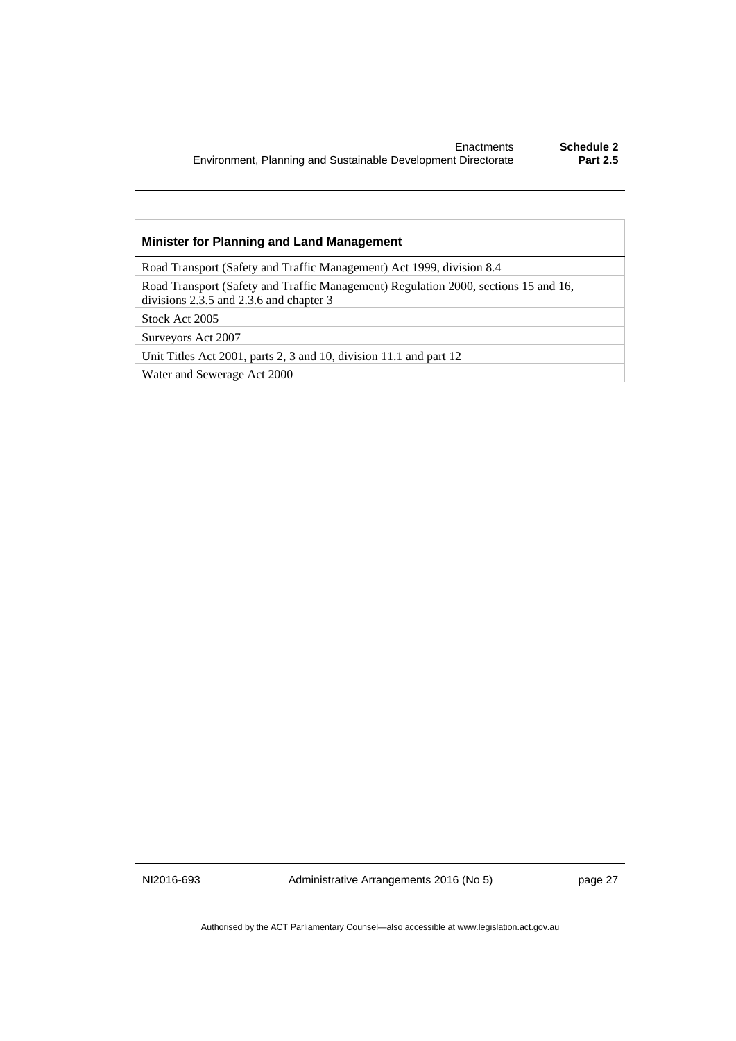| Minister for Planning and Land Management |
| --- |
| Road Transport (Safety and Traffic Management) Act 1999, division 8.4 |
| Road Transport (Safety and Traffic Management) Regulation 2000, sections 15 and 16, divisions 2.3.5 and 2.3.6 and chapter 3 |
| Stock Act 2005 |
| Surveyors Act 2007 |
| Unit Titles Act 2001, parts 2, 3 and 10, division 11.1 and part 12 |
| Water and Sewerage Act 2000 |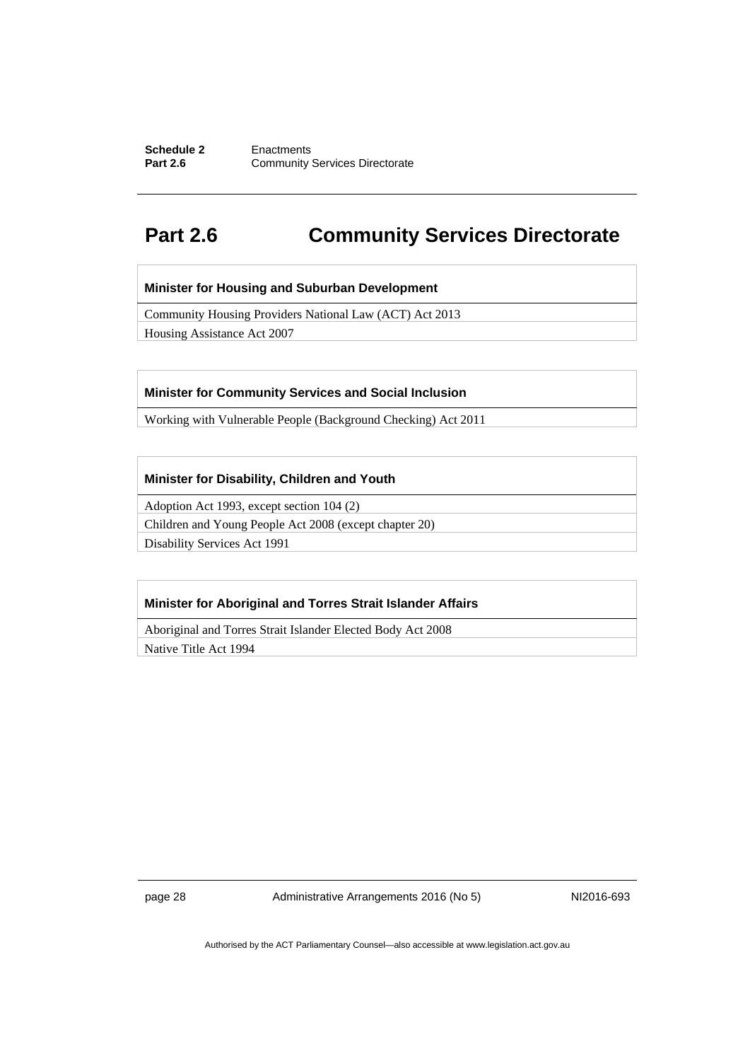## Part 2.6 Community Services Directorate

| Minister for Housing and Suburban Development |
| --- |
| Community Housing Providers National Law (ACT) Act 2013 |
| Housing Assistance Act 2007 |

| Minister for Community Services and Social Inclusion |
| --- |
| Working with Vulnerable People (Background Checking) Act 2011 |

| Minister for Disability, Children and Youth |
| --- |
| Adoption Act 1993, except section 104 (2) |
| Children and Young People Act 2008 (except chapter 20) |
| Disability Services Act 1991 |

| Minister for Aboriginal and Torres Strait Islander Affairs |
| --- |
| Aboriginal and Torres Strait Islander Elected Body Act 2008 |
| Native Title Act 1994 |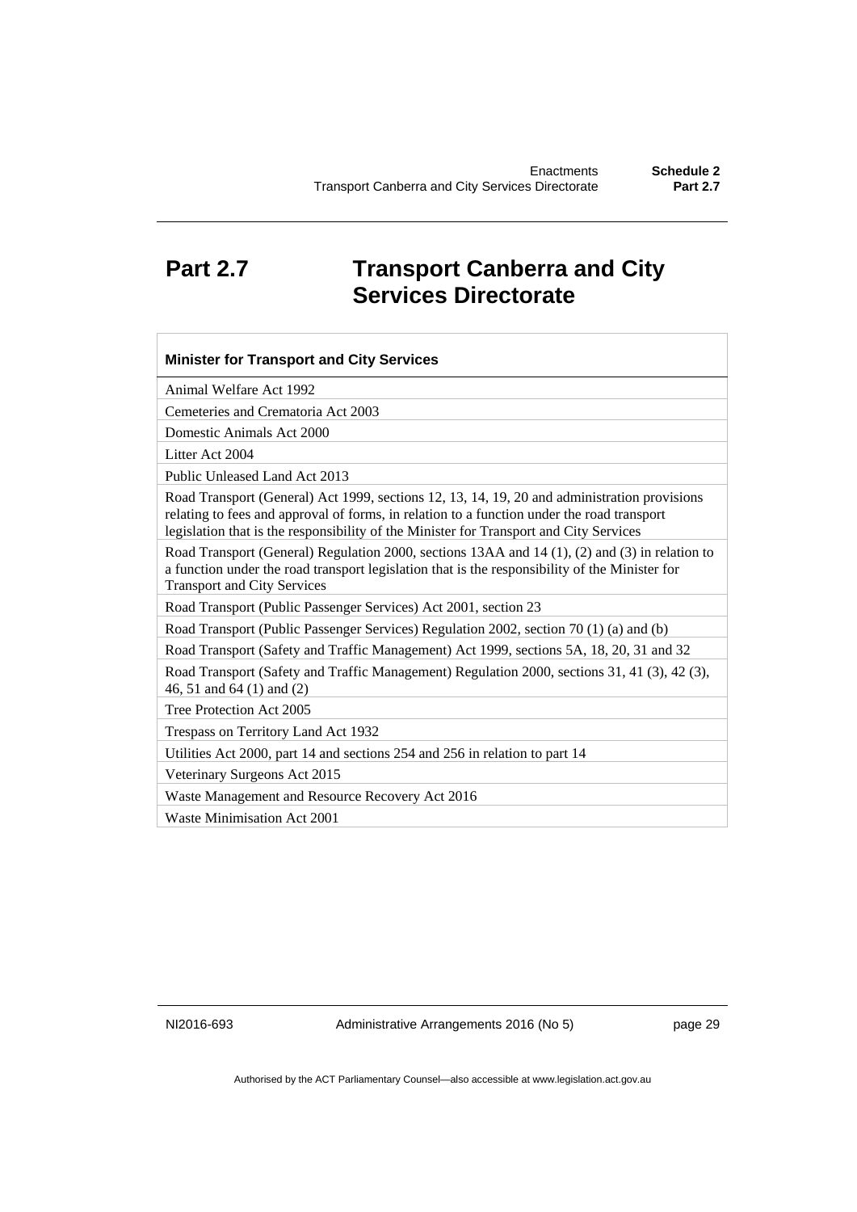# Part 2.7 Transport Canberra and City Services Directorate

| Minister for Transport and City Services |
|---|
| Animal Welfare Act 1992 |
| Cemeteries and Crematoria Act 2003 |
| Domestic Animals Act 2000 |
| Litter Act 2004 |
| Public Unleased Land Act 2013 |
| Road Transport (General) Act 1999, sections 12, 13, 14, 19, 20 and administration provisions relating to fees and approval of forms, in relation to a function under the road transport legislation that is the responsibility of the Minister for Transport and City Services |
| Road Transport (General) Regulation 2000, sections 13AA and 14 (1), (2) and (3) in relation to a function under the road transport legislation that is the responsibility of the Minister for Transport and City Services |
| Road Transport (Public Passenger Services) Act 2001, section 23 |
| Road Transport (Public Passenger Services) Regulation 2002, section 70 (1) (a) and (b) |
| Road Transport (Safety and Traffic Management) Act 1999, sections 5A, 18, 20, 31 and 32 |
| Road Transport (Safety and Traffic Management) Regulation 2000, sections 31, 41 (3), 42 (3), 46, 51 and 64 (1) and (2) |
| Tree Protection Act 2005 |
| Trespass on Territory Land Act 1932 |
| Utilities Act 2000, part 14 and sections 254 and 256 in relation to part 14 |
| Veterinary Surgeons Act 2015 |
| Waste Management and Resource Recovery Act 2016 |
| Waste Minimisation Act 2001 |